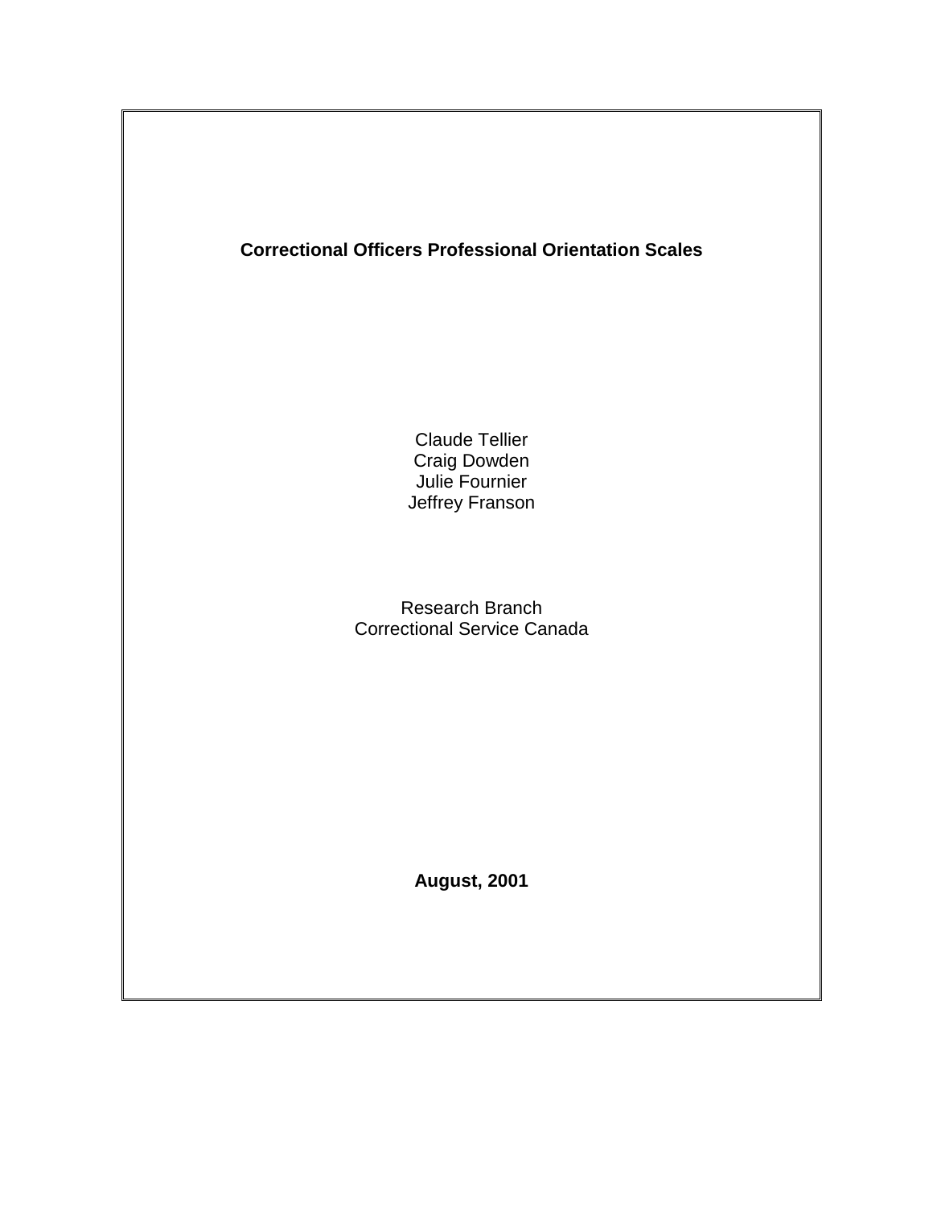# Correctional Officers Professional Orientation Scales

Claude Tellier
Craig Dowden
Julie Fournier
Jeffrey Franson

Research Branch
Correctional Service Canada

**August, 2001**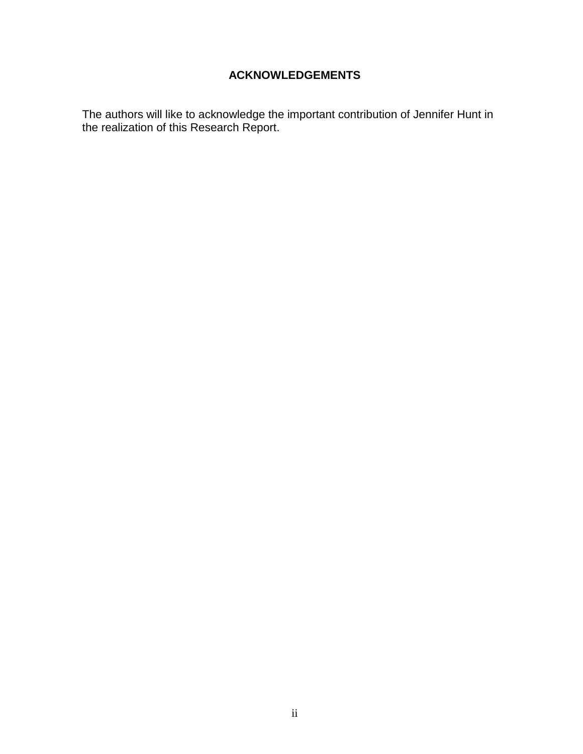# ACKNOWLEDGEMENTS

The authors will like to acknowledge the important contribution of Jennifer Hunt in the realization of this Research Report.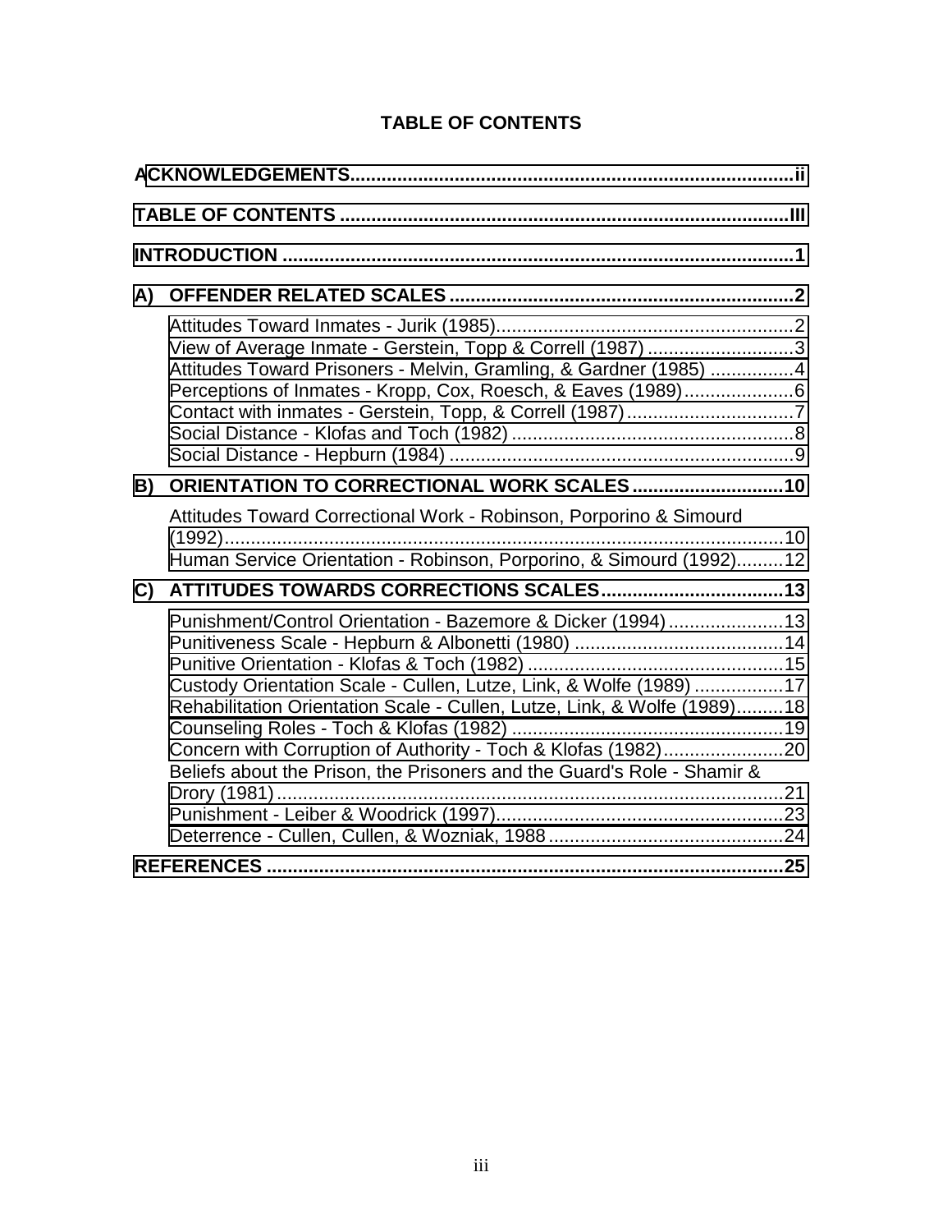# TABLE OF CONTENTS

**ACKNOWLEDGEMENTS....................................................................................ii**

**TABLE OF CONTENTS .....................................................................................III**

**INTRODUCTION ................................................................................................1**

**A) OFFENDER RELATED SCALES .................................................................2**

- Attitudes Toward Inmates - Jurik (1985)..........................................................2
- View of Average Inmate - Gerstein, Topp & Correll (1987) ............................3
- Attitudes Toward Prisoners - Melvin, Gramling, & Gardner (1985) ................4
- Perceptions of Inmates - Kropp, Cox, Roesch, & Eaves (1989).....................6
- Contact with inmates - Gerstein, Topp, & Correll (1987).................................7
- Social Distance - Klofas and Toch (1982).......................................................8
- Social Distance - Hepburn (1984) ..................................................................9

**B) ORIENTATION TO CORRECTIONAL WORK SCALES ............................10**

- Attitudes Toward Correctional Work - Robinson, Porporino & Simourd (1992)..........................................................................................................10
- Human Service Orientation - Robinson, Porporino, & Simourd (1992).........12

**C) ATTITUDES TOWARDS CORRECTIONS SCALES..................................13**

- Punishment/Control Orientation - Bazemore & Dicker (1994)......................13
- Punitiveness Scale - Hepburn & Albonetti (1980) ........................................14
- Punitive Orientation - Klofas & Toch (1982) .................................................15
- Custody Orientation Scale - Cullen, Lutze, Link, & Wolfe (1989) .................17
- Rehabilitation Orientation Scale - Cullen, Lutze, Link, & Wolfe (1989).........18
- Counseling Roles - Toch & Klofas (1982) ....................................................19
- Concern with Corruption of Authority - Toch & Klofas (1982).......................20
- Beliefs about the Prison, the Prisoners and the Guard's Role - Shamir & Drory (1981)..................................................................................................21
- Punishment - Leiber & Woodrick (1997).......................................................23
- Deterrence - Cullen, Cullen, & Wozniak, 1988.............................................24

**REFERENCES ..................................................................................................25**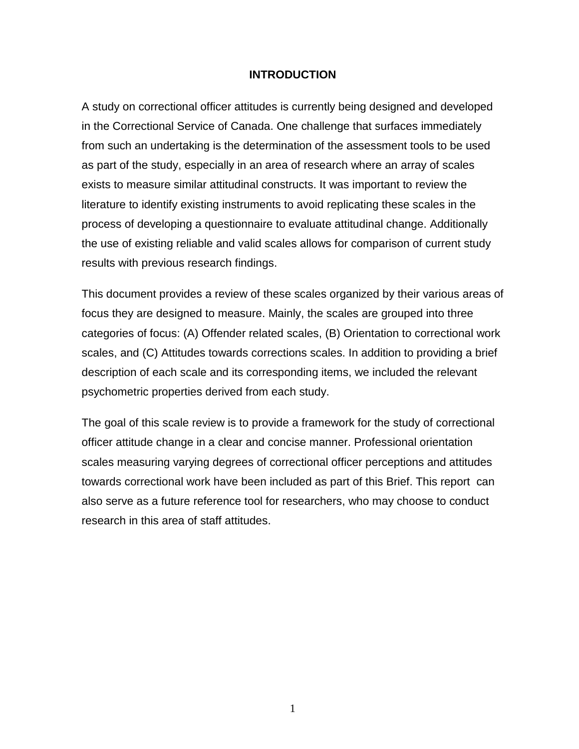# INTRODUCTION

A study on correctional officer attitudes is currently being designed and developed in the Correctional Service of Canada. One challenge that surfaces immediately from such an undertaking is the determination of the assessment tools to be used as part of the study, especially in an area of research where an array of scales exists to measure similar attitudinal constructs. It was important to review the literature to identify existing instruments to avoid replicating these scales in the process of developing a questionnaire to evaluate attitudinal change. Additionally the use of existing reliable and valid scales allows for comparison of current study results with previous research findings.

This document provides a review of these scales organized by their various areas of focus they are designed to measure. Mainly, the scales are grouped into three categories of focus: (A) Offender related scales, (B) Orientation to correctional work scales, and (C) Attitudes towards corrections scales. In addition to providing a brief description of each scale and its corresponding items, we included the relevant psychometric properties derived from each study.

The goal of this scale review is to provide a framework for the study of correctional officer attitude change in a clear and concise manner. Professional orientation scales measuring varying degrees of correctional officer perceptions and attitudes towards correctional work have been included as part of this Brief. This report can also serve as a future reference tool for researchers, who may choose to conduct research in this area of staff attitudes.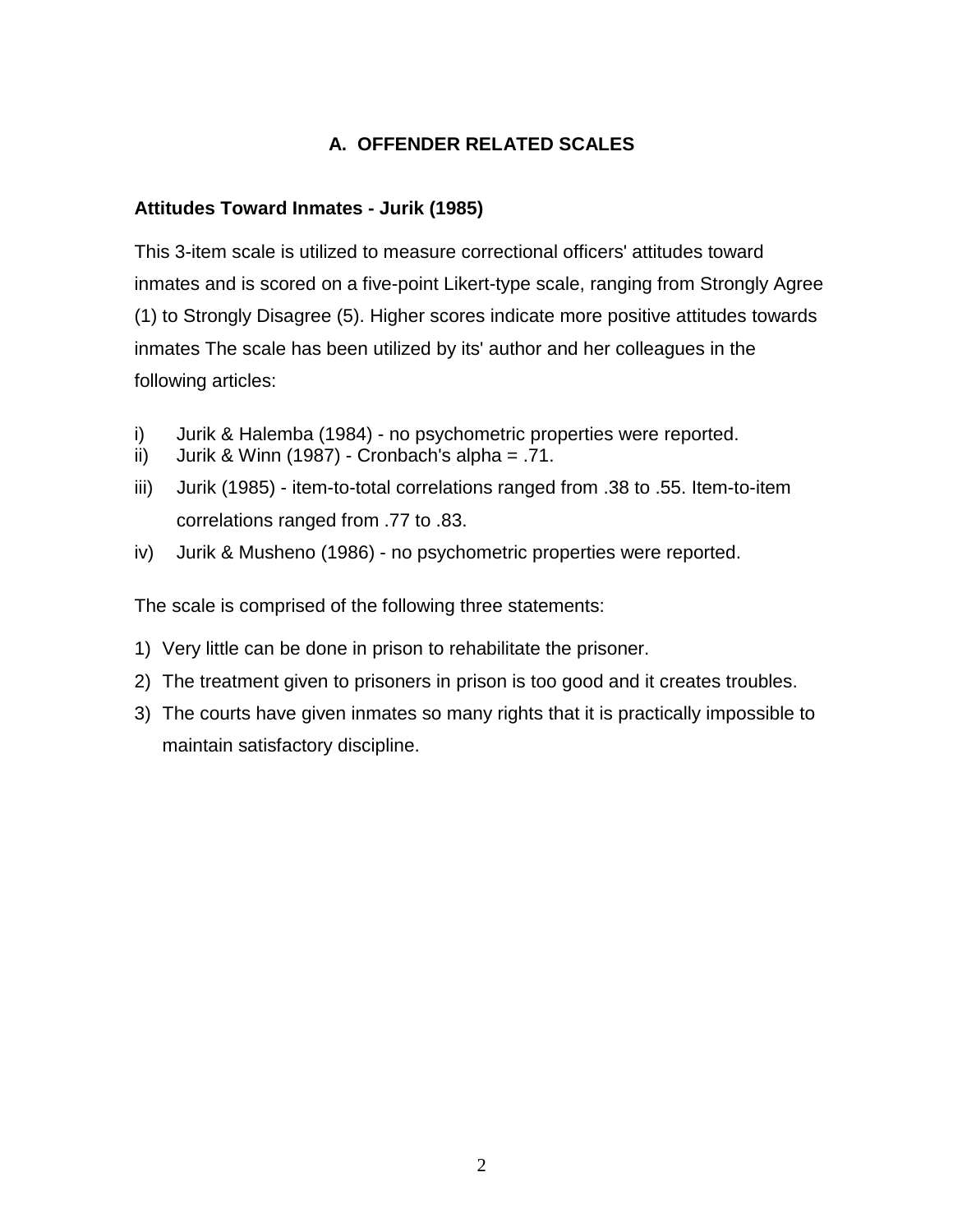## A. OFFENDER RELATED SCALES

### Attitudes Toward Inmates - Jurik (1985)

This 3-item scale is utilized to measure correctional officers' attitudes toward inmates and is scored on a five-point Likert-type scale, ranging from Strongly Agree (1) to Strongly Disagree (5). Higher scores indicate more positive attitudes towards inmates The scale has been utilized by its' author and her colleagues in the following articles:

i) Jurik & Halemba (1984) - no psychometric properties were reported.
ii) Jurik & Winn (1987) - Cronbach's alpha = .71.
iii) Jurik (1985) - item-to-total correlations ranged from .38 to .55. Item-to-item correlations ranged from .77 to .83.
iv) Jurik & Musheno (1986) - no psychometric properties were reported.

The scale is comprised of the following three statements:

1) Very little can be done in prison to rehabilitate the prisoner.
2) The treatment given to prisoners in prison is too good and it creates troubles.
3) The courts have given inmates so many rights that it is practically impossible to maintain satisfactory discipline.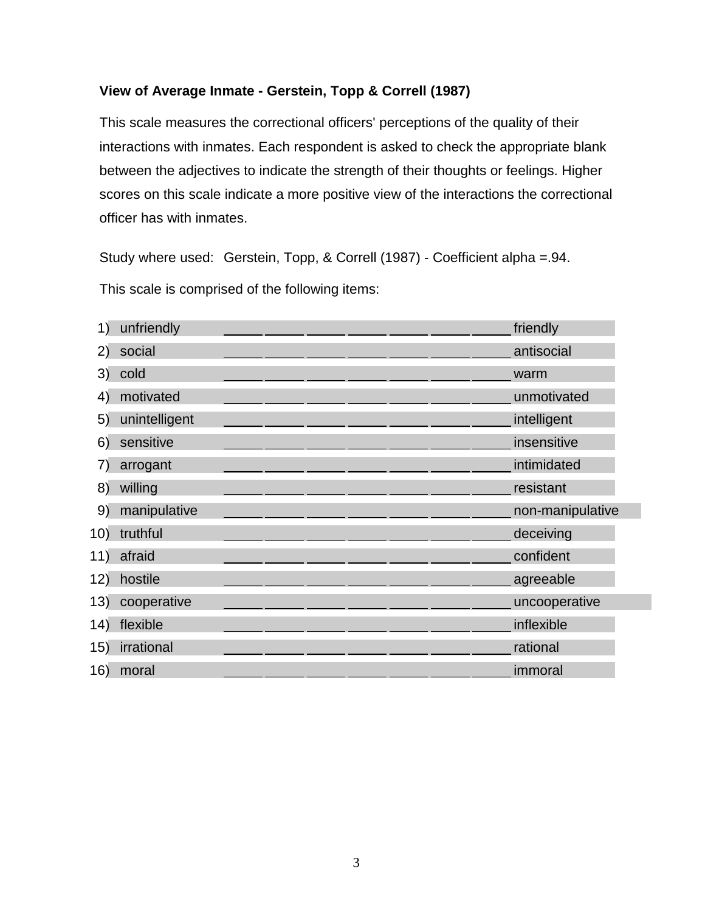**View of Average Inmate - Gerstein, Topp & Correll (1987)**

This scale measures the correctional officers' perceptions of the quality of their interactions with inmates. Each respondent is asked to check the appropriate blank between the adjectives to indicate the strength of their thoughts or feelings. Higher scores on this scale indicate a more positive view of the interactions the correctional officer has with inmates.

Study where used: Gerstein, Topp, & Correll (1987) - Coefficient alpha =.94.

This scale is comprised of the following items:

1) unfriendly _____ _____ _____ _____ _____ _____ _____ friendly
2) social _____ _____ _____ _____ _____ _____ _____ antisocial
3) cold _____ _____ _____ _____ _____ _____ _____ warm
4) motivated _____ _____ _____ _____ _____ _____ _____ unmotivated
5) unintelligent _____ _____ _____ _____ _____ _____ _____ intelligent
6) sensitive _____ _____ _____ _____ _____ _____ _____ insensitive
7) arrogant _____ _____ _____ _____ _____ _____ _____ intimidated
8) willing _____ _____ _____ _____ _____ _____ _____ resistant
9) manipulative _____ _____ _____ _____ _____ _____ _____ non-manipulative
10) truthful _____ _____ _____ _____ _____ _____ _____ deceiving
11) afraid _____ _____ _____ _____ _____ _____ _____ confident
12) hostile _____ _____ _____ _____ _____ _____ _____ agreeable
13) cooperative _____ _____ _____ _____ _____ _____ _____ uncooperative
14) flexible _____ _____ _____ _____ _____ _____ _____ inflexible
15) irrational _____ _____ _____ _____ _____ _____ _____ rational
16) moral _____ _____ _____ _____ _____ _____ _____ immoral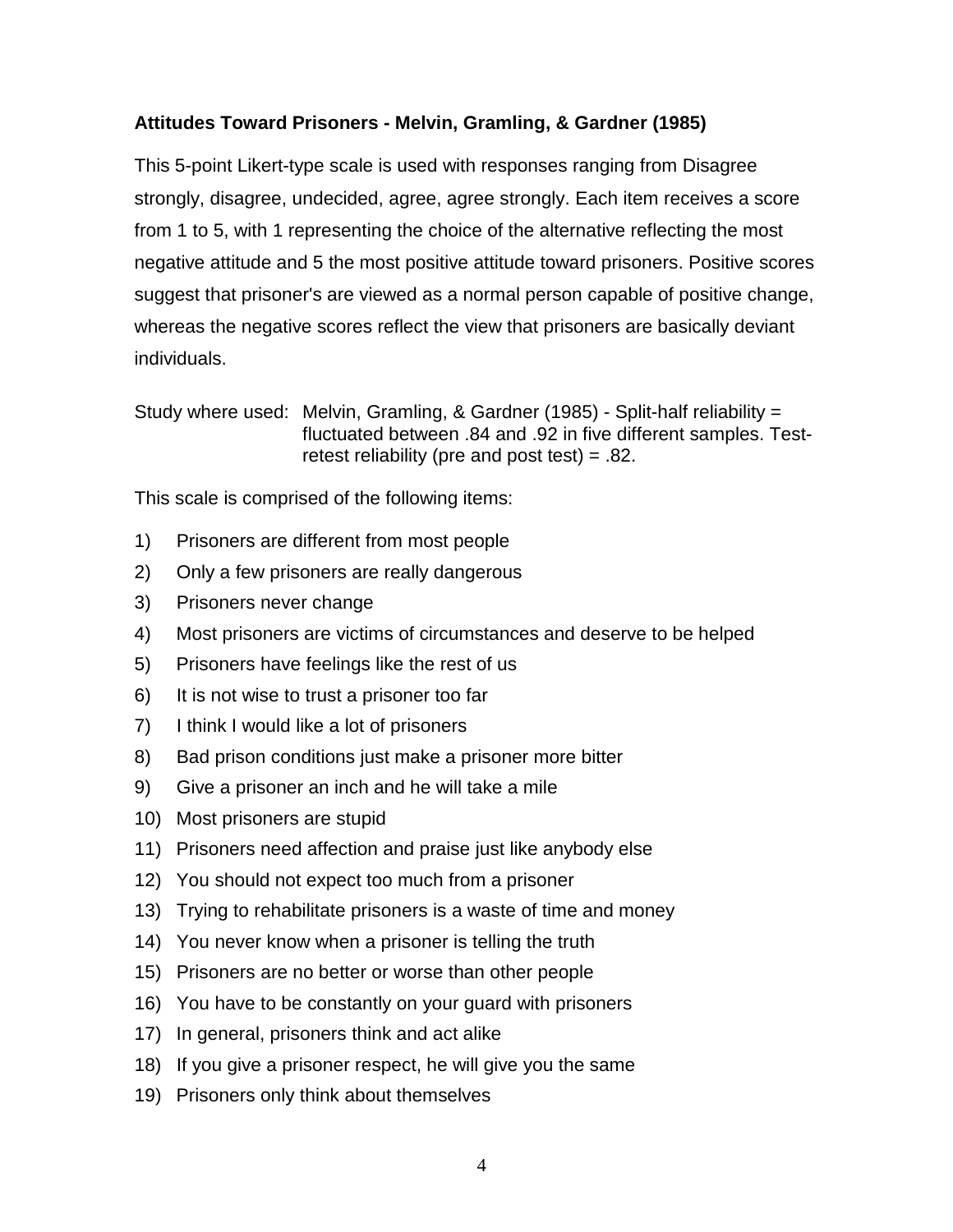**Attitudes Toward Prisoners - Melvin, Gramling, & Gardner (1985)**

This 5-point Likert-type scale is used with responses ranging from Disagree strongly, disagree, undecided, agree, agree strongly. Each item receives a score from 1 to 5, with 1 representing the choice of the alternative reflecting the most negative attitude and 5 the most positive attitude toward prisoners. Positive scores suggest that prisoner's are viewed as a normal person capable of positive change, whereas the negative scores reflect the view that prisoners are basically deviant individuals.

Study where used: Melvin, Gramling, & Gardner (1985) - Split-half reliability = fluctuated between .84 and .92 in five different samples. Test-retest reliability (pre and post test) = .82.

This scale is comprised of the following items:

1) Prisoners are different from most people
2) Only a few prisoners are really dangerous
3) Prisoners never change
4) Most prisoners are victims of circumstances and deserve to be helped
5) Prisoners have feelings like the rest of us
6) It is not wise to trust a prisoner too far
7) I think I would like a lot of prisoners
8) Bad prison conditions just make a prisoner more bitter
9) Give a prisoner an inch and he will take a mile
10) Most prisoners are stupid
11) Prisoners need affection and praise just like anybody else
12) You should not expect too much from a prisoner
13) Trying to rehabilitate prisoners is a waste of time and money
14) You never know when a prisoner is telling the truth
15) Prisoners are no better or worse than other people
16) You have to be constantly on your guard with prisoners
17) In general, prisoners think and act alike
18) If you give a prisoner respect, he will give you the same
19) Prisoners only think about themselves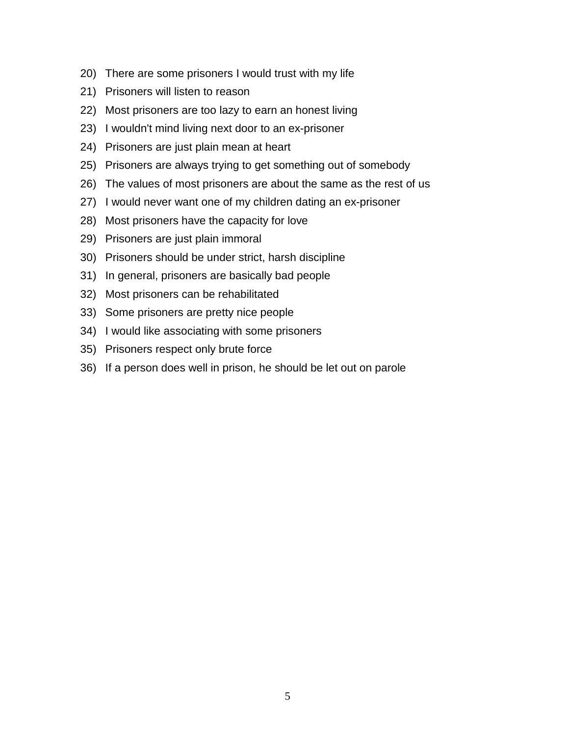20) There are some prisoners I would trust with my life
21) Prisoners will listen to reason
22) Most prisoners are too lazy to earn an honest living
23) I wouldn't mind living next door to an ex-prisoner
24) Prisoners are just plain mean at heart
25) Prisoners are always trying to get something out of somebody
26) The values of most prisoners are about the same as the rest of us
27) I would never want one of my children dating an ex-prisoner
28) Most prisoners have the capacity for love
29) Prisoners are just plain immoral
30) Prisoners should be under strict, harsh discipline
31) In general, prisoners are basically bad people
32) Most prisoners can be rehabilitated
33) Some prisoners are pretty nice people
34) I would like associating with some prisoners
35) Prisoners respect only brute force
36) If a person does well in prison, he should be let out on parole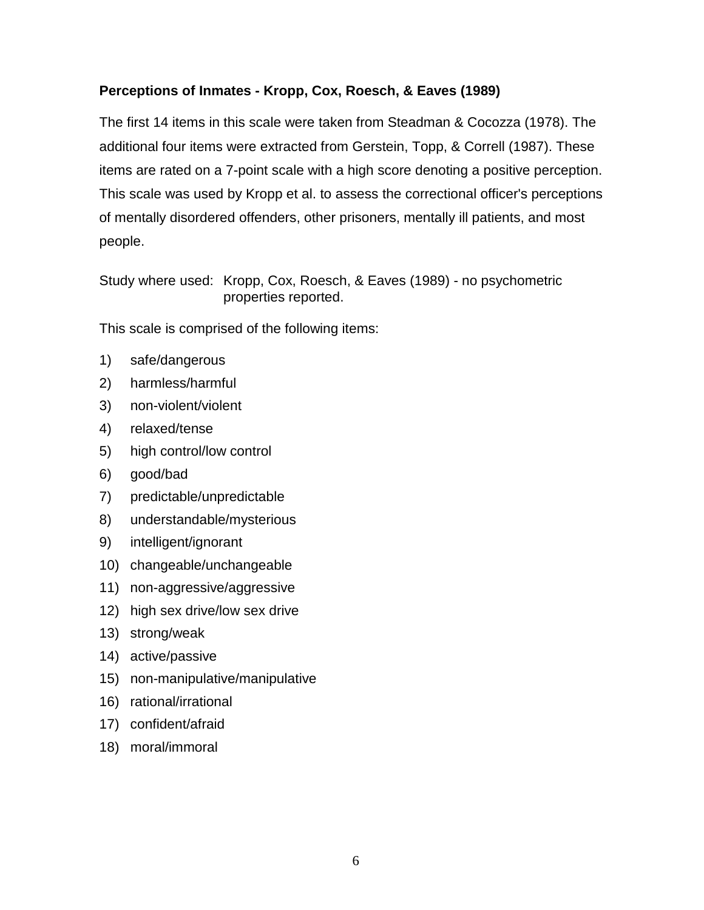### Perceptions of Inmates - Kropp, Cox, Roesch, & Eaves (1989)

The first 14 items in this scale were taken from Steadman & Cocozza (1978). The additional four items were extracted from Gerstein, Topp, & Correll (1987). These items are rated on a 7-point scale with a high score denoting a positive perception. This scale was used by Kropp et al. to assess the correctional officer's perceptions of mentally disordered offenders, other prisoners, mentally ill patients, and most people.

Study where used: Kropp, Cox, Roesch, & Eaves (1989) - no psychometric properties reported.

This scale is comprised of the following items:

1) safe/dangerous
2) harmless/harmful
3) non-violent/violent
4) relaxed/tense
5) high control/low control
6) good/bad
7) predictable/unpredictable
8) understandable/mysterious
9) intelligent/ignorant
10) changeable/unchangeable
11) non-aggressive/aggressive
12) high sex drive/low sex drive
13) strong/weak
14) active/passive
15) non-manipulative/manipulative
16) rational/irrational
17) confident/afraid
18) moral/immoral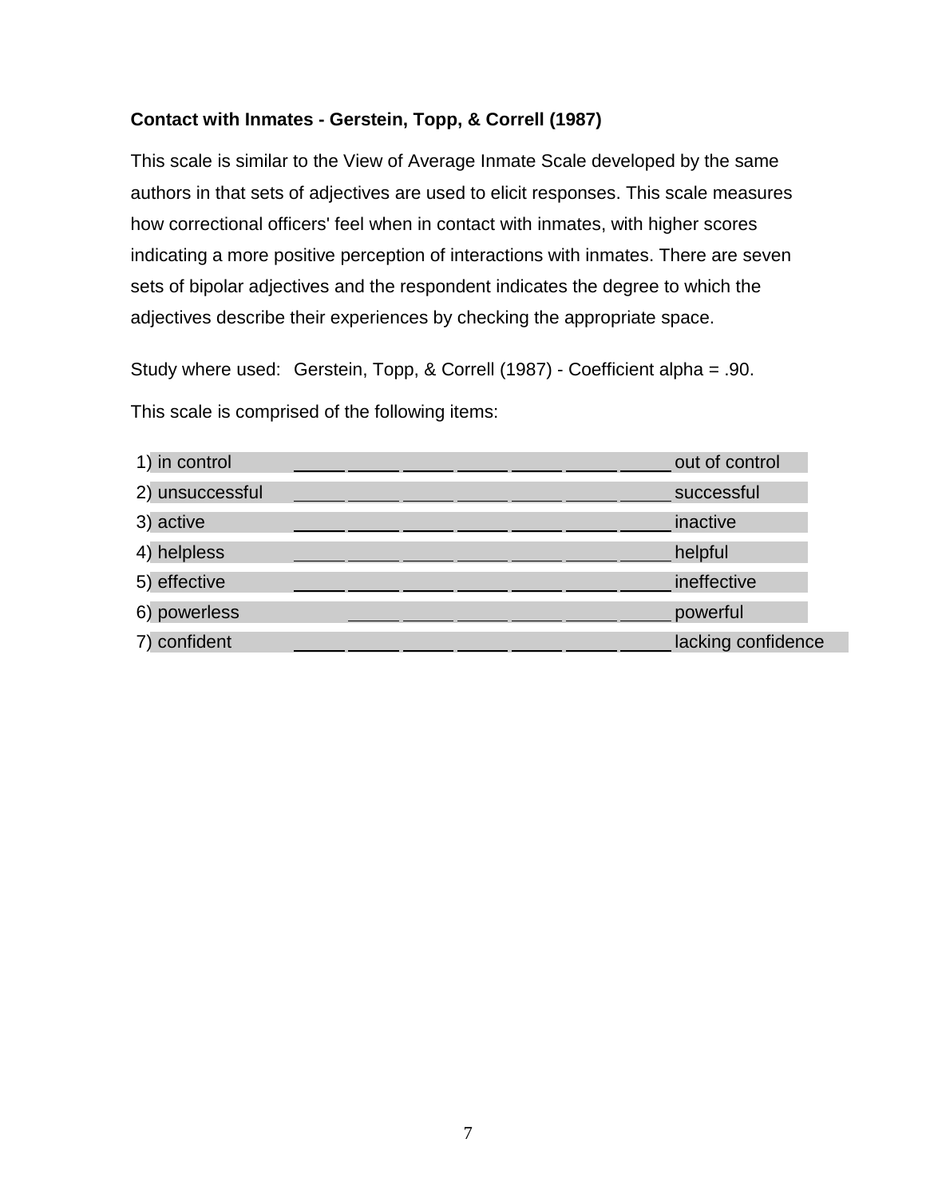**Contact with Inmates - Gerstein, Topp, & Correll (1987)**

This scale is similar to the View of Average Inmate Scale developed by the same authors in that sets of adjectives are used to elicit responses. This scale measures how correctional officers' feel when in contact with inmates, with higher scores indicating a more positive perception of interactions with inmates. There are seven sets of bipolar adjectives and the respondent indicates the degree to which the adjectives describe their experiences by checking the appropriate space.

Study where used: Gerstein, Topp, & Correll (1987) - Coefficient alpha = .90.

This scale is comprised of the following items:

1) in control _____ _____ _____ _____ _____ _____ _____ out of control

2) unsuccessful _____ _____ _____ _____ _____ _____ _____ successful

3) active _____ _____ _____ _____ _____ _____ _____ inactive

4) helpless _____ _____ _____ _____ _____ _____ _____ helpful

5) effective _____ _____ _____ _____ _____ _____ _____ ineffective

6) powerless _____ _____ _____ _____ _____ _____ powerful

7) confident _____ _____ _____ _____ _____ _____ _____ lacking confidence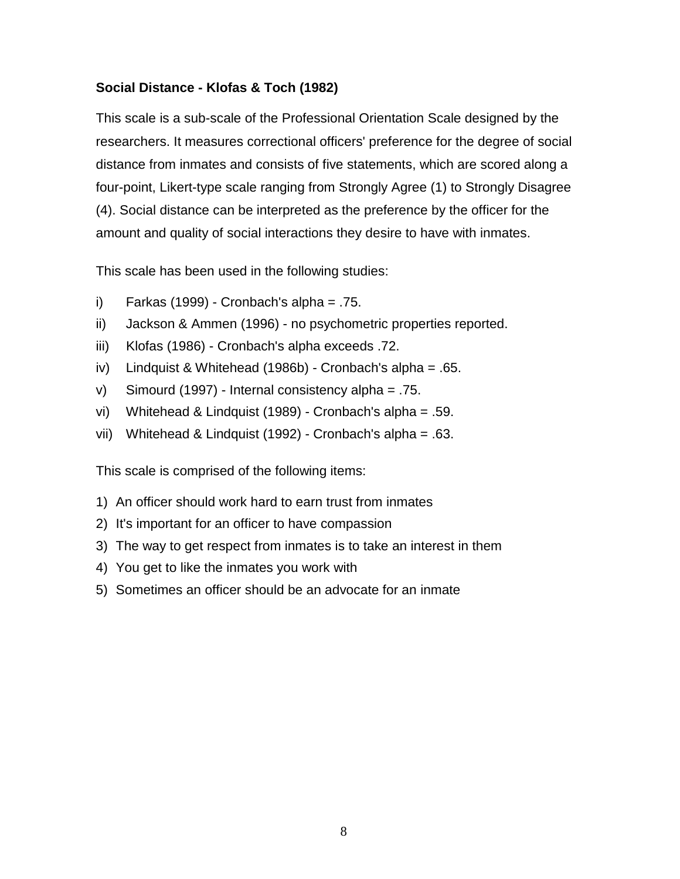**Social Distance - Klofas & Toch (1982)**

This scale is a sub-scale of the Professional Orientation Scale designed by the researchers. It measures correctional officers' preference for the degree of social distance from inmates and consists of five statements, which are scored along a four-point, Likert-type scale ranging from Strongly Agree (1) to Strongly Disagree (4). Social distance can be interpreted as the preference by the officer for the amount and quality of social interactions they desire to have with inmates.

This scale has been used in the following studies:

i) Farkas (1999) - Cronbach's alpha = .75.

ii) Jackson & Ammen (1996) - no psychometric properties reported.

iii) Klofas (1986) - Cronbach's alpha exceeds .72.

iv) Lindquist & Whitehead (1986b) - Cronbach's alpha = .65.

v) Simourd (1997) - Internal consistency alpha = .75.

vi) Whitehead & Lindquist (1989) - Cronbach's alpha = .59.

vii) Whitehead & Lindquist (1992) - Cronbach's alpha = .63.

This scale is comprised of the following items:

1) An officer should work hard to earn trust from inmates
2) It's important for an officer to have compassion
3) The way to get respect from inmates is to take an interest in them
4) You get to like the inmates you work with
5) Sometimes an officer should be an advocate for an inmate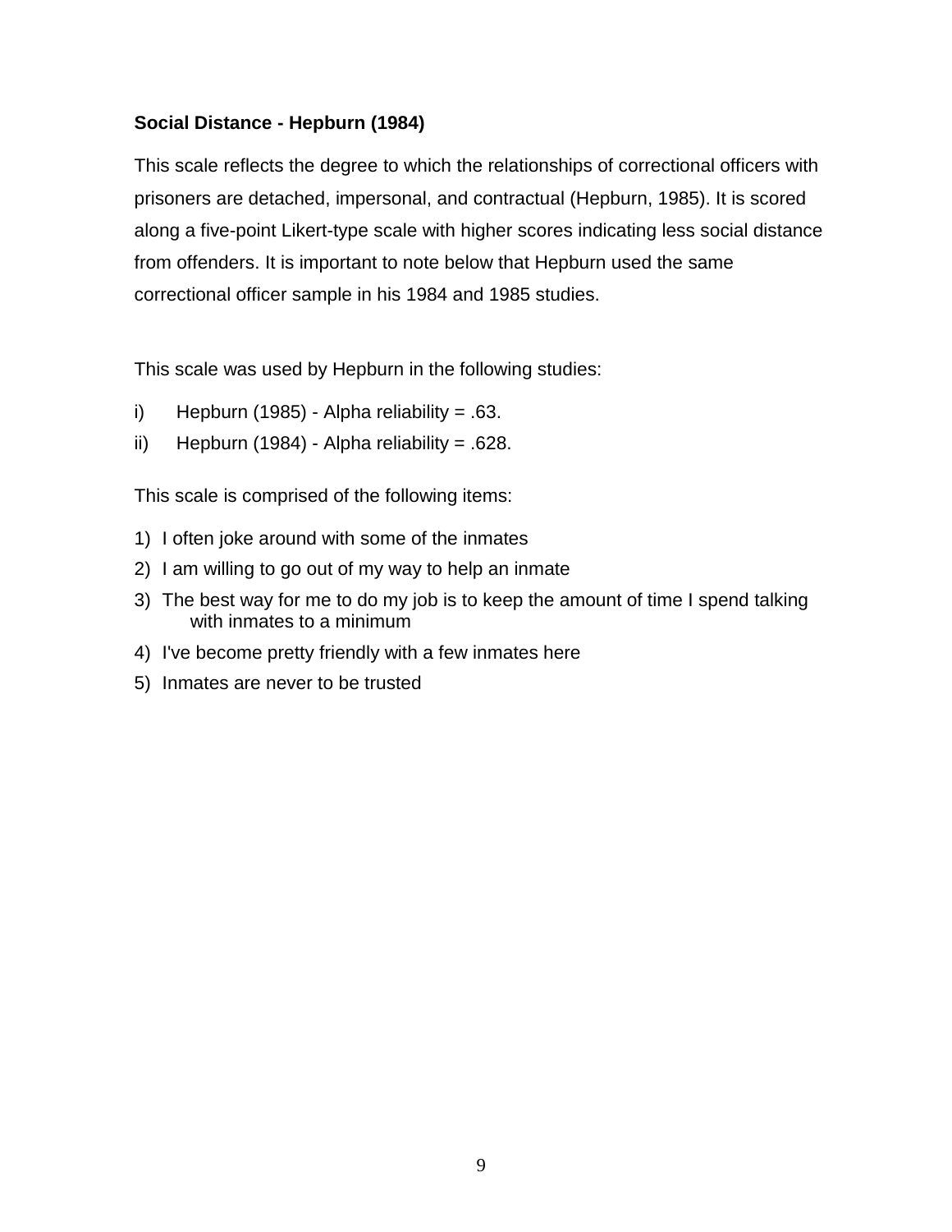### Social Distance - Hepburn (1984)

This scale reflects the degree to which the relationships of correctional officers with prisoners are detached, impersonal, and contractual (Hepburn, 1985). It is scored along a five-point Likert-type scale with higher scores indicating less social distance from offenders. It is important to note below that Hepburn used the same correctional officer sample in his 1984 and 1985 studies.

This scale was used by Hepburn in the following studies:

i) Hepburn (1985) - Alpha reliability = .63.
ii) Hepburn (1984) - Alpha reliability = .628.

This scale is comprised of the following items:

1) I often joke around with some of the inmates
2) I am willing to go out of my way to help an inmate
3) The best way for me to do my job is to keep the amount of time I spend talking with inmates to a minimum
4) I've become pretty friendly with a few inmates here
5) Inmates are never to be trusted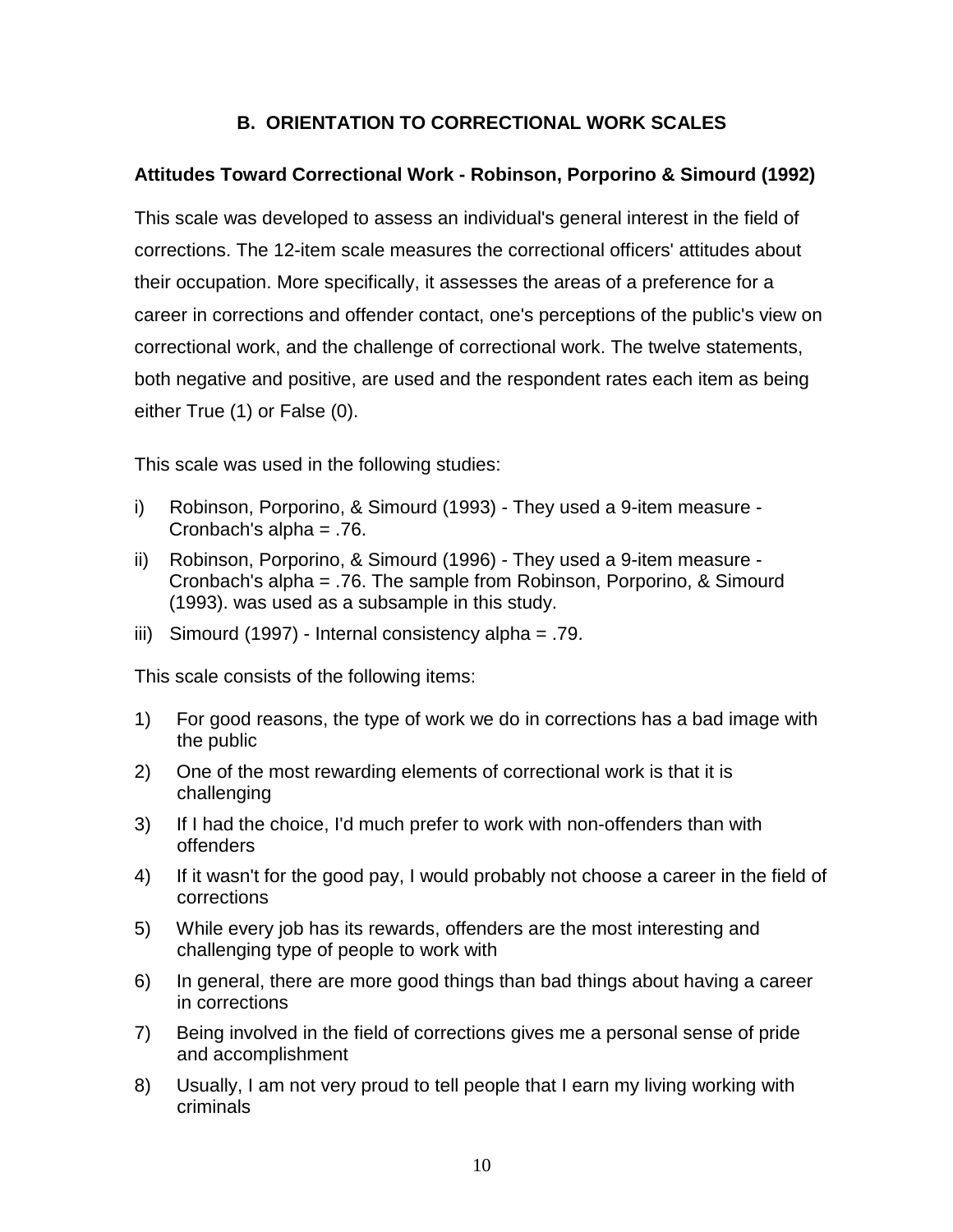## B. ORIENTATION TO CORRECTIONAL WORK SCALES

### Attitudes Toward Correctional Work - Robinson, Porporino & Simourd (1992)

This scale was developed to assess an individual's general interest in the field of corrections. The 12-item scale measures the correctional officers' attitudes about their occupation. More specifically, it assesses the areas of a preference for a career in corrections and offender contact, one's perceptions of the public's view on correctional work, and the challenge of correctional work. The twelve statements, both negative and positive, are used and the respondent rates each item as being either True (1) or False (0).

This scale was used in the following studies:

i) Robinson, Porporino, & Simourd (1993) - They used a 9-item measure - Cronbach's alpha = .76.

ii) Robinson, Porporino, & Simourd (1996) - They used a 9-item measure - Cronbach's alpha = .76. The sample from Robinson, Porporino, & Simourd (1993). was used as a subsample in this study.

iii) Simourd (1997) - Internal consistency alpha = .79.

This scale consists of the following items:

1) For good reasons, the type of work we do in corrections has a bad image with the public
2) One of the most rewarding elements of correctional work is that it is challenging
3) If I had the choice, I'd much prefer to work with non-offenders than with offenders
4) If it wasn't for the good pay, I would probably not choose a career in the field of corrections
5) While every job has its rewards, offenders are the most interesting and challenging type of people to work with
6) In general, there are more good things than bad things about having a career in corrections
7) Being involved in the field of corrections gives me a personal sense of pride and accomplishment
8) Usually, I am not very proud to tell people that I earn my living working with criminals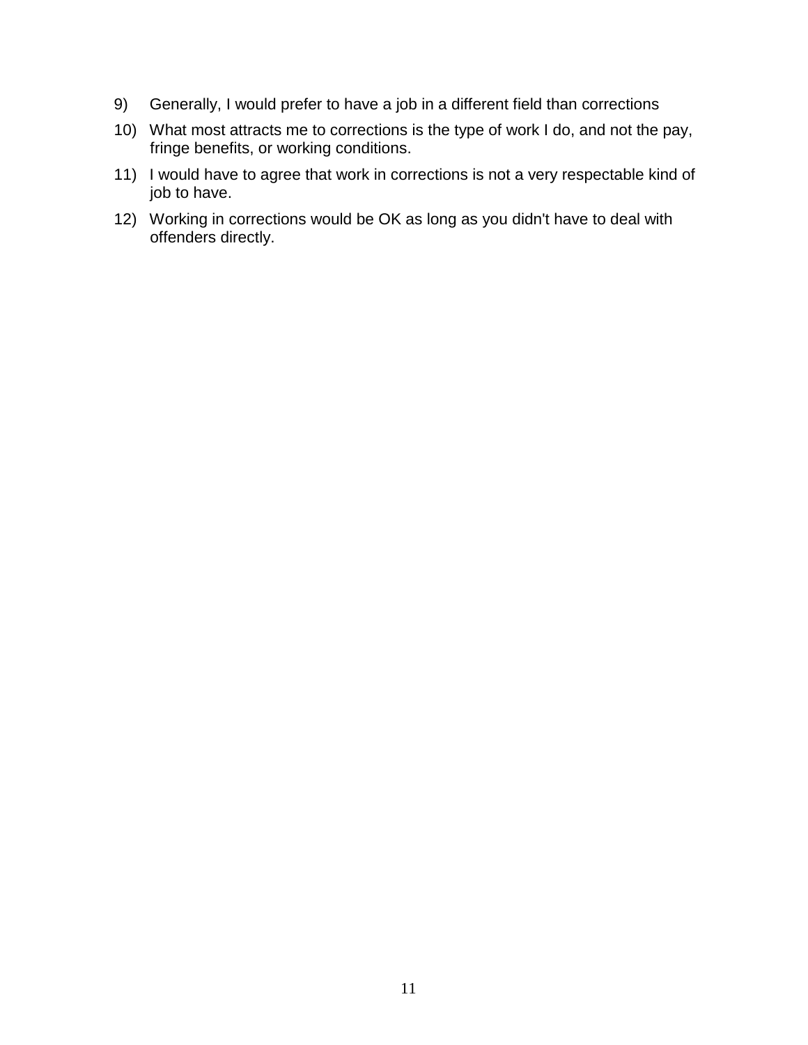9) Generally, I would prefer to have a job in a different field than corrections

10) What most attracts me to corrections is the type of work I do, and not the pay, fringe benefits, or working conditions.

11) I would have to agree that work in corrections is not a very respectable kind of job to have.

12) Working in corrections would be OK as long as you didn't have to deal with offenders directly.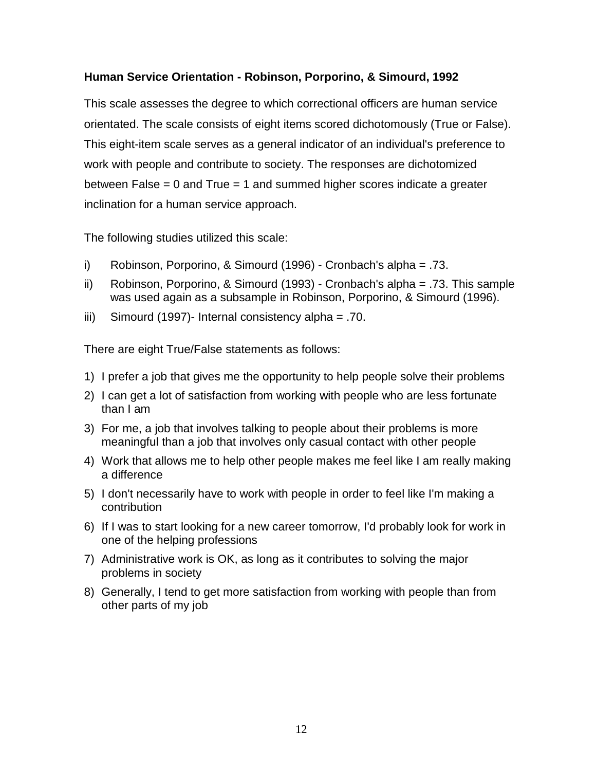### Human Service Orientation - Robinson, Porporino, & Simourd, 1992

This scale assesses the degree to which correctional officers are human service orientated. The scale consists of eight items scored dichotomously (True or False). This eight-item scale serves as a general indicator of an individual's preference to work with people and contribute to society. The responses are dichotomized between False = 0 and True = 1 and summed higher scores indicate a greater inclination for a human service approach.

The following studies utilized this scale:

i) Robinson, Porporino, & Simourd (1996) - Cronbach's alpha = .73.
ii) Robinson, Porporino, & Simourd (1993) - Cronbach's alpha = .73. This sample was used again as a subsample in Robinson, Porporino, & Simourd (1996).
iii) Simourd (1997)- Internal consistency alpha = .70.

There are eight True/False statements as follows:

1) I prefer a job that gives me the opportunity to help people solve their problems
2) I can get a lot of satisfaction from working with people who are less fortunate than I am
3) For me, a job that involves talking to people about their problems is more meaningful than a job that involves only casual contact with other people
4) Work that allows me to help other people makes me feel like I am really making a difference
5) I don't necessarily have to work with people in order to feel like I'm making a contribution
6) If I was to start looking for a new career tomorrow, I'd probably look for work in one of the helping professions
7) Administrative work is OK, as long as it contributes to solving the major problems in society
8) Generally, I tend to get more satisfaction from working with people than from other parts of my job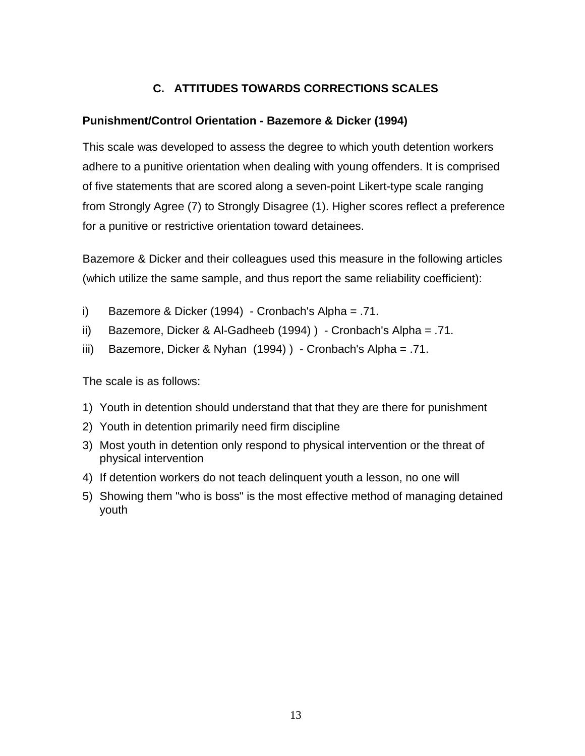## C. ATTITUDES TOWARDS CORRECTIONS SCALES

### Punishment/Control Orientation - Bazemore & Dicker (1994)

This scale was developed to assess the degree to which youth detention workers adhere to a punitive orientation when dealing with young offenders. It is comprised of five statements that are scored along a seven-point Likert-type scale ranging from Strongly Agree (7) to Strongly Disagree (1). Higher scores reflect a preference for a punitive or restrictive orientation toward detainees.

Bazemore & Dicker and their colleagues used this measure in the following articles (which utilize the same sample, and thus report the same reliability coefficient):

i) Bazemore & Dicker (1994) - Cronbach's Alpha = .71.
ii) Bazemore, Dicker & Al-Gadheeb (1994) ) - Cronbach's Alpha = .71.
iii) Bazemore, Dicker & Nyhan (1994) ) - Cronbach's Alpha = .71.

The scale is as follows:

1) Youth in detention should understand that that they are there for punishment
2) Youth in detention primarily need firm discipline
3) Most youth in detention only respond to physical intervention or the threat of physical intervention
4) If detention workers do not teach delinquent youth a lesson, no one will
5) Showing them "who is boss" is the most effective method of managing detained youth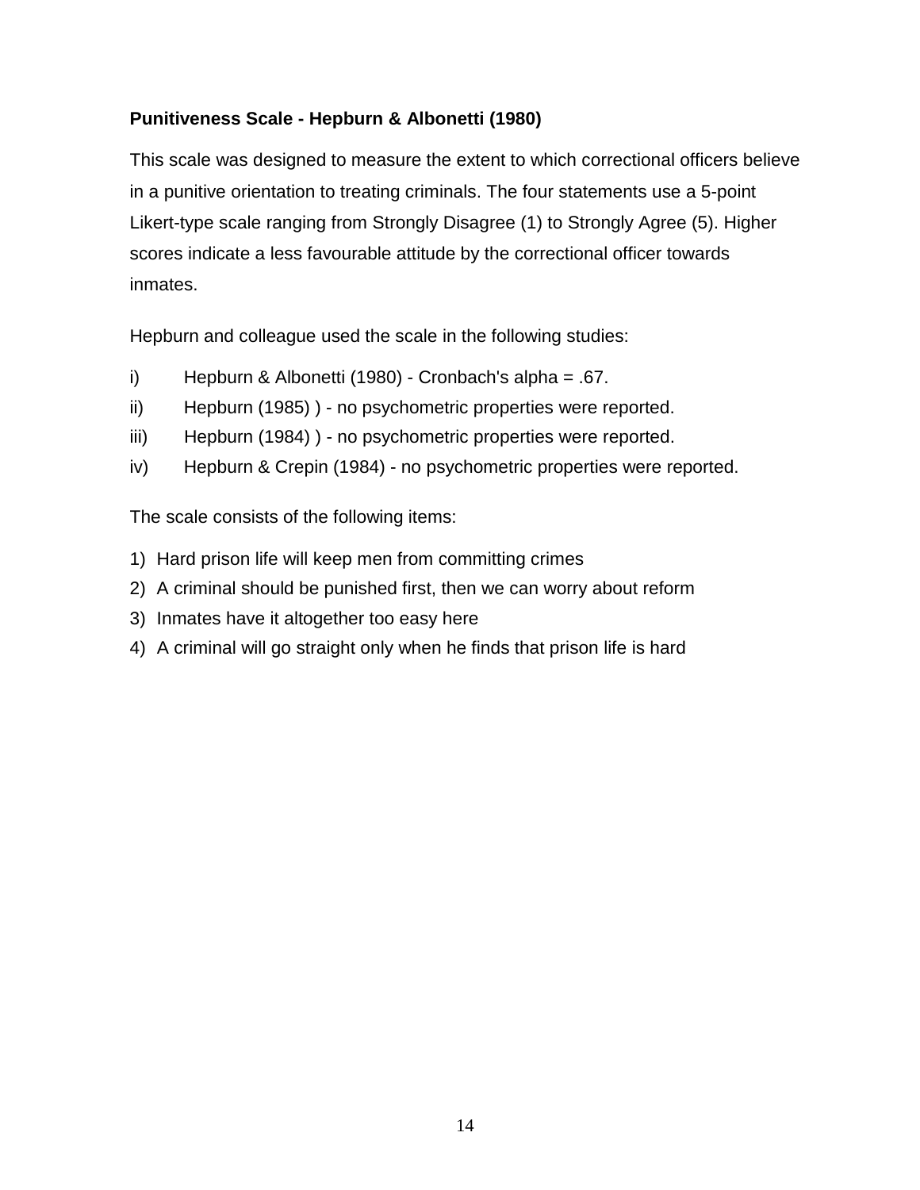**Punitiveness Scale - Hepburn & Albonetti (1980)**

This scale was designed to measure the extent to which correctional officers believe in a punitive orientation to treating criminals. The four statements use a 5-point Likert-type scale ranging from Strongly Disagree (1) to Strongly Agree (5). Higher scores indicate a less favourable attitude by the correctional officer towards inmates.

Hepburn and colleague used the scale in the following studies:

i) Hepburn & Albonetti (1980) - Cronbach's alpha = .67.
ii) Hepburn (1985) ) - no psychometric properties were reported.
iii) Hepburn (1984) ) - no psychometric properties were reported.
iv) Hepburn & Crepin (1984) - no psychometric properties were reported.

The scale consists of the following items:

1) Hard prison life will keep men from committing crimes
2) A criminal should be punished first, then we can worry about reform
3) Inmates have it altogether too easy here
4) A criminal will go straight only when he finds that prison life is hard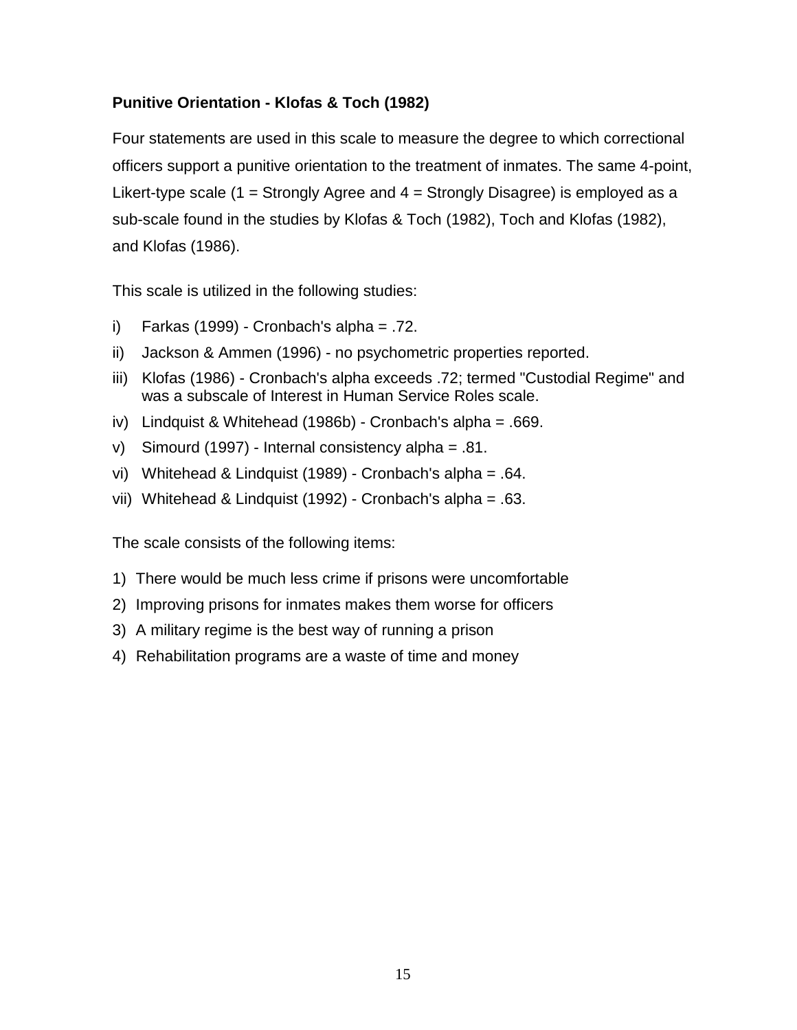**Punitive Orientation - Klofas & Toch (1982)**

Four statements are used in this scale to measure the degree to which correctional officers support a punitive orientation to the treatment of inmates. The same 4-point, Likert-type scale (1 = Strongly Agree and 4 = Strongly Disagree) is employed as a sub-scale found in the studies by Klofas & Toch (1982), Toch and Klofas (1982), and Klofas (1986).

This scale is utilized in the following studies:

i) Farkas (1999) - Cronbach's alpha = .72.
ii) Jackson & Ammen (1996) - no psychometric properties reported.
iii) Klofas (1986) - Cronbach's alpha exceeds .72; termed "Custodial Regime" and was a subscale of Interest in Human Service Roles scale.
iv) Lindquist & Whitehead (1986b) - Cronbach's alpha = .669.
v) Simourd (1997) - Internal consistency alpha = .81.
vi) Whitehead & Lindquist (1989) - Cronbach's alpha = .64.
vii) Whitehead & Lindquist (1992) - Cronbach's alpha = .63.

The scale consists of the following items:

1) There would be much less crime if prisons were uncomfortable
2) Improving prisons for inmates makes them worse for officers
3) A military regime is the best way of running a prison
4) Rehabilitation programs are a waste of time and money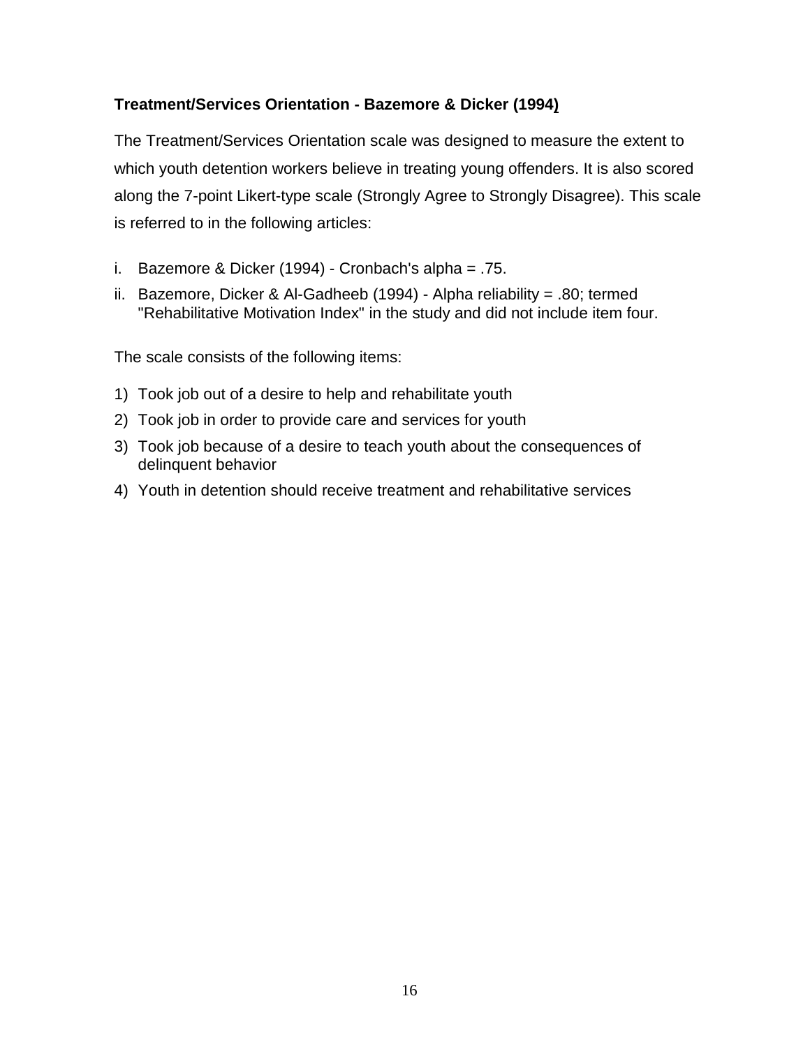### **Treatment/Services Orientation - Bazemore & Dicker (1994)**

The Treatment/Services Orientation scale was designed to measure the extent to which youth detention workers believe in treating young offenders. It is also scored along the 7-point Likert-type scale (Strongly Agree to Strongly Disagree). This scale is referred to in the following articles:

i. Bazemore & Dicker (1994) - Cronbach's alpha = .75.
ii. Bazemore, Dicker & Al-Gadheeb (1994) - Alpha reliability = .80; termed "Rehabilitative Motivation Index" in the study and did not include item four.

The scale consists of the following items:

1) Took job out of a desire to help and rehabilitate youth
2) Took job in order to provide care and services for youth
3) Took job because of a desire to teach youth about the consequences of delinquent behavior
4) Youth in detention should receive treatment and rehabilitative services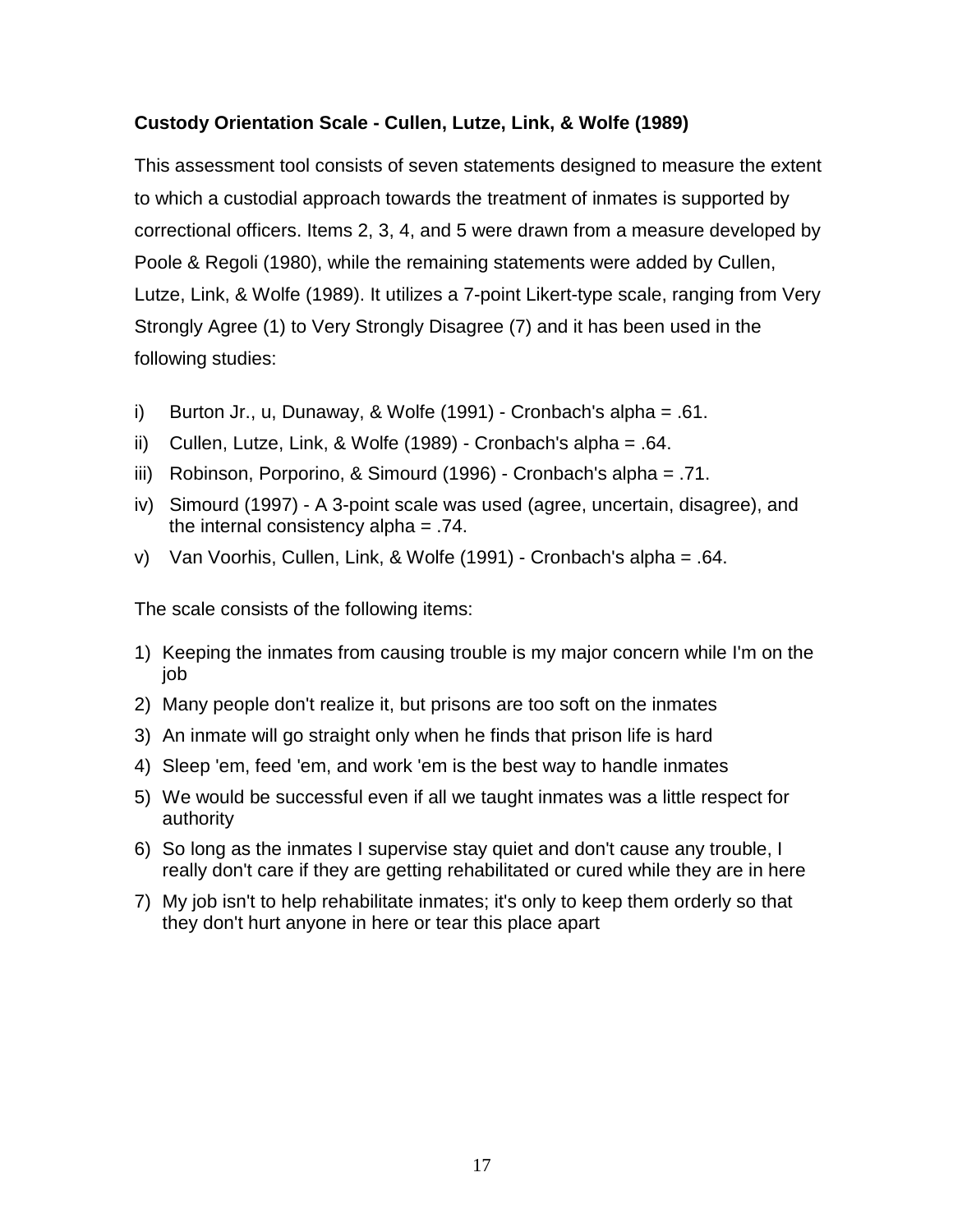**Custody Orientation Scale - Cullen, Lutze, Link, & Wolfe (1989)**

This assessment tool consists of seven statements designed to measure the extent to which a custodial approach towards the treatment of inmates is supported by correctional officers. Items 2, 3, 4, and 5 were drawn from a measure developed by Poole & Regoli (1980), while the remaining statements were added by Cullen, Lutze, Link, & Wolfe (1989). It utilizes a 7-point Likert-type scale, ranging from Very Strongly Agree (1) to Very Strongly Disagree (7) and it has been used in the following studies:

i) Burton Jr., u, Dunaway, & Wolfe (1991) - Cronbach's alpha = .61.
ii) Cullen, Lutze, Link, & Wolfe (1989) - Cronbach's alpha = .64.
iii) Robinson, Porporino, & Simourd (1996) - Cronbach's alpha = .71.
iv) Simourd (1997) - A 3-point scale was used (agree, uncertain, disagree), and the internal consistency alpha = .74.
v) Van Voorhis, Cullen, Link, & Wolfe (1991) - Cronbach's alpha = .64.

The scale consists of the following items:

1) Keeping the inmates from causing trouble is my major concern while I'm on the job
2) Many people don't realize it, but prisons are too soft on the inmates
3) An inmate will go straight only when he finds that prison life is hard
4) Sleep 'em, feed 'em, and work 'em is the best way to handle inmates
5) We would be successful even if all we taught inmates was a little respect for authority
6) So long as the inmates I supervise stay quiet and don't cause any trouble, I really don't care if they are getting rehabilitated or cured while they are in here
7) My job isn't to help rehabilitate inmates; it's only to keep them orderly so that they don't hurt anyone in here or tear this place apart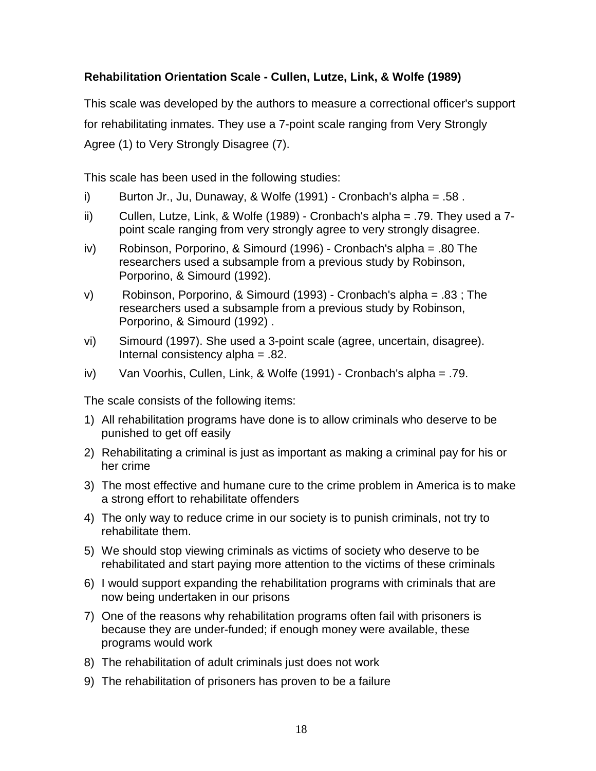**Rehabilitation Orientation Scale - Cullen, Lutze, Link, & Wolfe (1989)**

This scale was developed by the authors to measure a correctional officer's support for rehabilitating inmates. They use a 7-point scale ranging from Very Strongly Agree (1) to Very Strongly Disagree (7).

This scale has been used in the following studies:

i) Burton Jr., Ju, Dunaway, & Wolfe (1991) - Cronbach's alpha = .58 .

ii) Cullen, Lutze, Link, & Wolfe (1989) - Cronbach's alpha = .79. They used a 7-point scale ranging from very strongly agree to very strongly disagree.

iv) Robinson, Porporino, & Simourd (1996) - Cronbach's alpha = .80 The researchers used a subsample from a previous study by Robinson, Porporino, & Simourd (1992).

v) Robinson, Porporino, & Simourd (1993) - Cronbach's alpha = .83 ; The researchers used a subsample from a previous study by Robinson, Porporino, & Simourd (1992) .

vi) Simourd (1997). She used a 3-point scale (agree, uncertain, disagree). Internal consistency alpha = .82.

iv) Van Voorhis, Cullen, Link, & Wolfe (1991) - Cronbach's alpha = .79.

The scale consists of the following items:

1) All rehabilitation programs have done is to allow criminals who deserve to be punished to get off easily
2) Rehabilitating a criminal is just as important as making a criminal pay for his or her crime
3) The most effective and humane cure to the crime problem in America is to make a strong effort to rehabilitate offenders
4) The only way to reduce crime in our society is to punish criminals, not try to rehabilitate them.
5) We should stop viewing criminals as victims of society who deserve to be rehabilitated and start paying more attention to the victims of these criminals
6) I would support expanding the rehabilitation programs with criminals that are now being undertaken in our prisons
7) One of the reasons why rehabilitation programs often fail with prisoners is because they are under-funded; if enough money were available, these programs would work
8) The rehabilitation of adult criminals just does not work
9) The rehabilitation of prisoners has proven to be a failure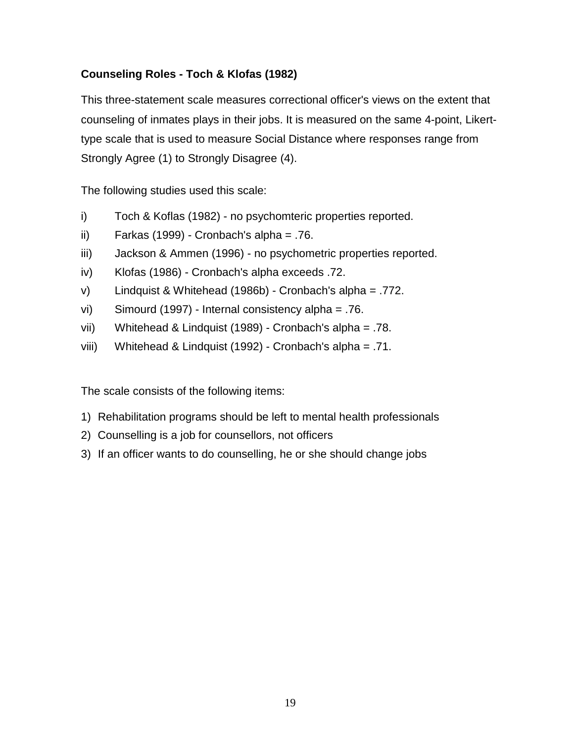**Counseling Roles - Toch & Klofas (1982)**

This three-statement scale measures correctional officer's views on the extent that counseling of inmates plays in their jobs. It is measured on the same 4-point, Likert-type scale that is used to measure Social Distance where responses range from Strongly Agree (1) to Strongly Disagree (4).

The following studies used this scale:

i) Toch & Koflas (1982) - no psychomteric properties reported.
ii) Farkas (1999) - Cronbach's alpha = .76.
iii) Jackson & Ammen (1996) - no psychometric properties reported.
iv) Klofas (1986) - Cronbach's alpha exceeds .72.
v) Lindquist & Whitehead (1986b) - Cronbach's alpha = .772.
vi) Simourd (1997) - Internal consistency alpha = .76.
vii) Whitehead & Lindquist (1989) - Cronbach's alpha = .78.
viii) Whitehead & Lindquist (1992) - Cronbach's alpha = .71.

The scale consists of the following items:

1) Rehabilitation programs should be left to mental health professionals
2) Counselling is a job for counsellors, not officers
3) If an officer wants to do counselling, he or she should change jobs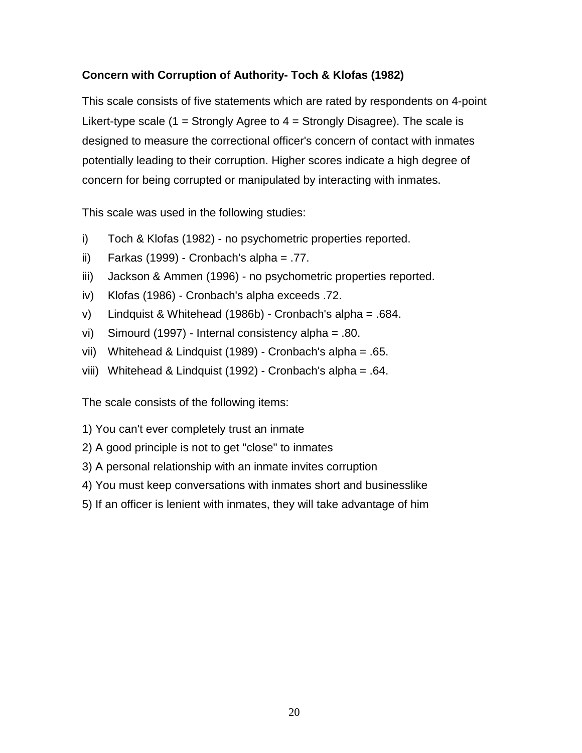### Concern with Corruption of Authority- Toch & Klofas (1982)

This scale consists of five statements which are rated by respondents on 4-point Likert-type scale (1 = Strongly Agree to 4 = Strongly Disagree). The scale is designed to measure the correctional officer's concern of contact with inmates potentially leading to their corruption. Higher scores indicate a high degree of concern for being corrupted or manipulated by interacting with inmates.

This scale was used in the following studies:

i) Toch & Klofas (1982) - no psychometric properties reported.
ii) Farkas (1999) - Cronbach's alpha = .77.
iii) Jackson & Ammen (1996) - no psychometric properties reported.
iv) Klofas (1986) - Cronbach's alpha exceeds .72.
v) Lindquist & Whitehead (1986b) - Cronbach's alpha = .684.
vi) Simourd (1997) - Internal consistency alpha = .80.
vii) Whitehead & Lindquist (1989) - Cronbach's alpha = .65.
viii) Whitehead & Lindquist (1992) - Cronbach's alpha = .64.

The scale consists of the following items:

1) You can't ever completely trust an inmate
2) A good principle is not to get "close" to inmates
3) A personal relationship with an inmate invites corruption
4) You must keep conversations with inmates short and businesslike
5) If an officer is lenient with inmates, they will take advantage of him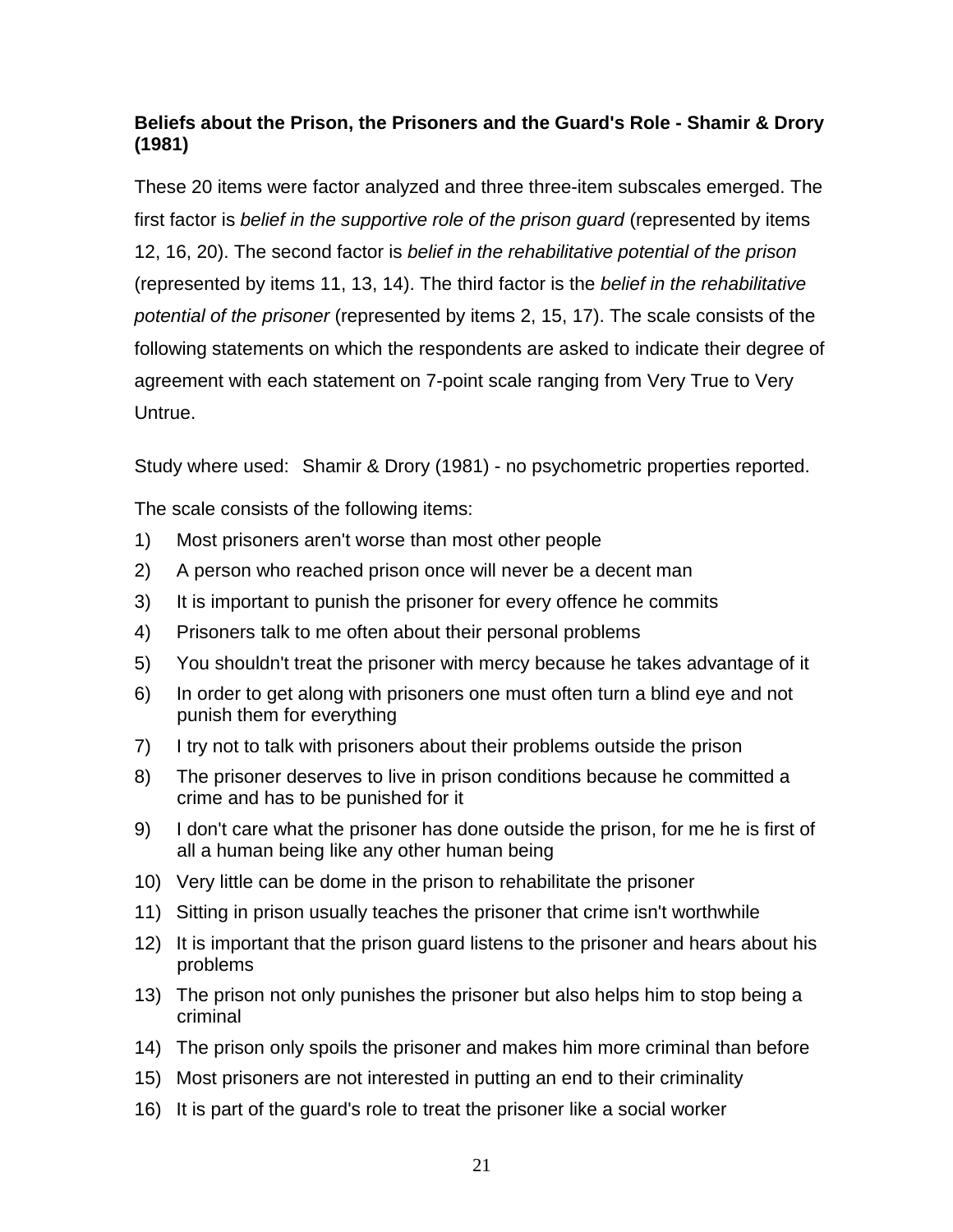**Beliefs about the Prison, the Prisoners and the Guard's Role - Shamir & Drory (1981)**

These 20 items were factor analyzed and three three-item subscales emerged. The first factor is *belief in the supportive role of the prison guard* (represented by items 12, 16, 20). The second factor is *belief in the rehabilitative potential of the prison* (represented by items 11, 13, 14). The third factor is the *belief in the rehabilitative potential of the prisoner* (represented by items 2, 15, 17). The scale consists of the following statements on which the respondents are asked to indicate their degree of agreement with each statement on 7-point scale ranging from Very True to Very Untrue.

Study where used: Shamir & Drory (1981) - no psychometric properties reported.

The scale consists of the following items:

1) Most prisoners aren't worse than most other people
2) A person who reached prison once will never be a decent man
3) It is important to punish the prisoner for every offence he commits
4) Prisoners talk to me often about their personal problems
5) You shouldn't treat the prisoner with mercy because he takes advantage of it
6) In order to get along with prisoners one must often turn a blind eye and not punish them for everything
7) I try not to talk with prisoners about their problems outside the prison
8) The prisoner deserves to live in prison conditions because he committed a crime and has to be punished for it
9) I don't care what the prisoner has done outside the prison, for me he is first of all a human being like any other human being
10) Very little can be dome in the prison to rehabilitate the prisoner
11) Sitting in prison usually teaches the prisoner that crime isn't worthwhile
12) It is important that the prison guard listens to the prisoner and hears about his problems
13) The prison not only punishes the prisoner but also helps him to stop being a criminal
14) The prison only spoils the prisoner and makes him more criminal than before
15) Most prisoners are not interested in putting an end to their criminality
16) It is part of the guard's role to treat the prisoner like a social worker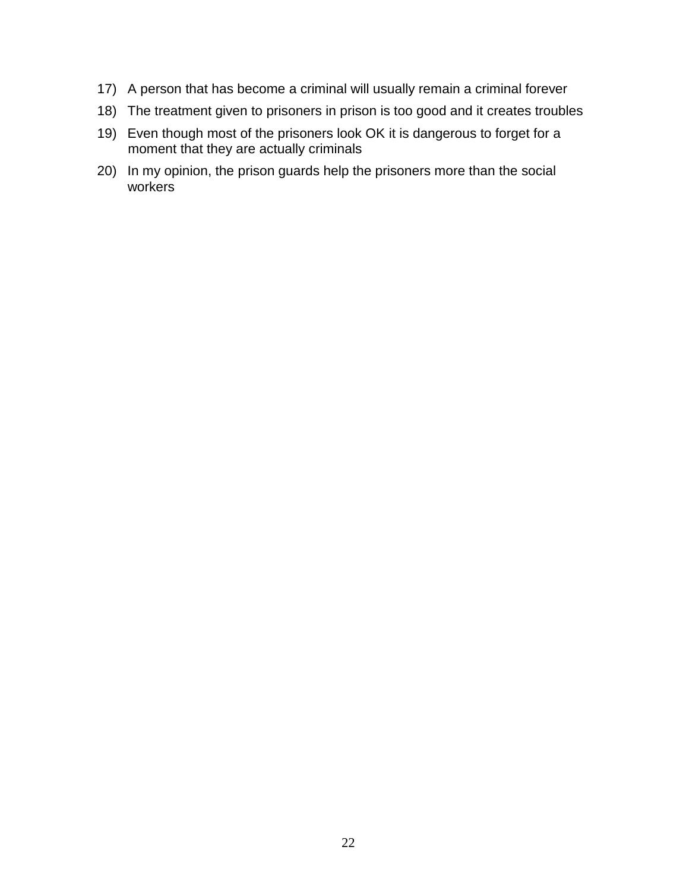17) A person that has become a criminal will usually remain a criminal forever
18) The treatment given to prisoners in prison is too good and it creates troubles
19) Even though most of the prisoners look OK it is dangerous to forget for a moment that they are actually criminals
20) In my opinion, the prison guards help the prisoners more than the social workers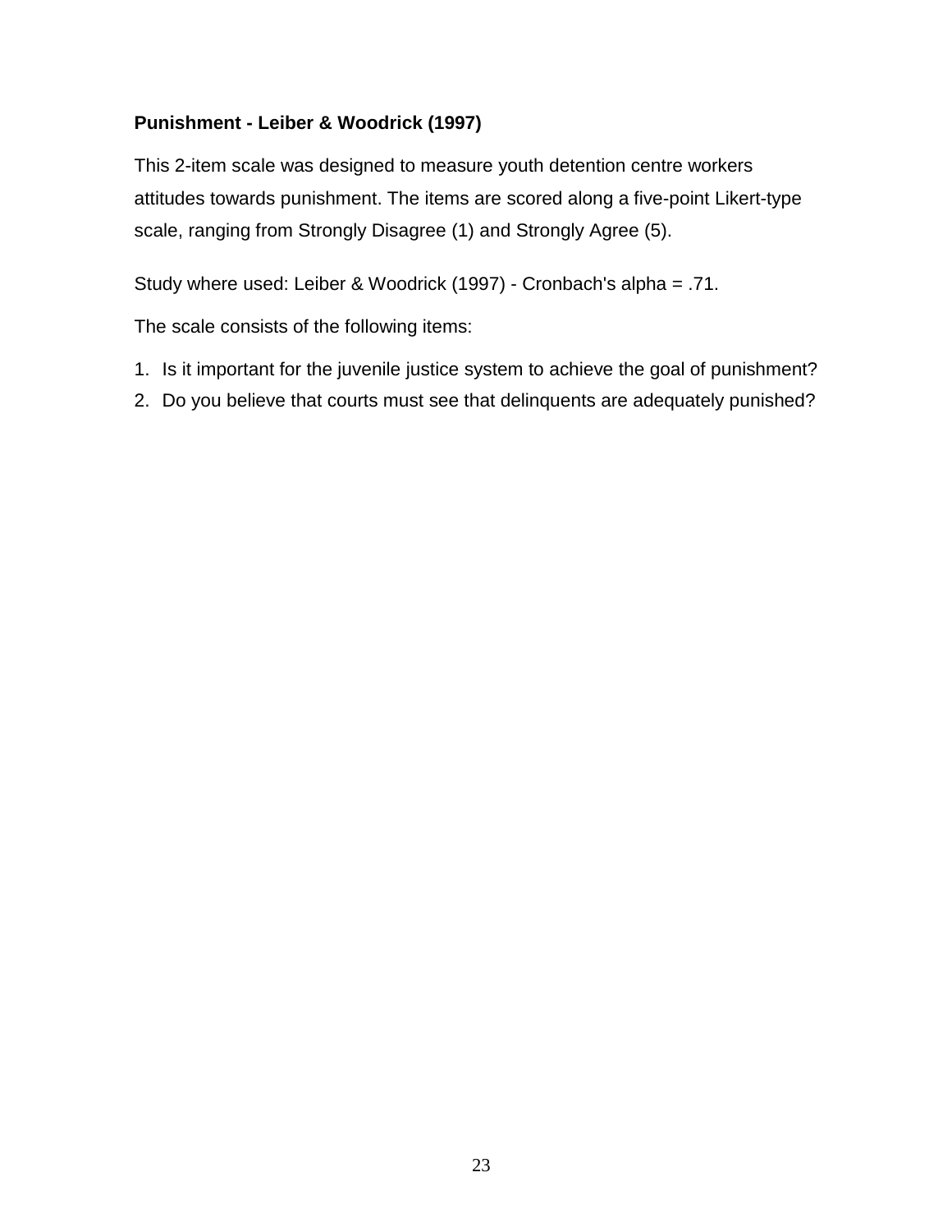**Punishment - Leiber & Woodrick (1997)**

This 2-item scale was designed to measure youth detention centre workers attitudes towards punishment. The items are scored along a five-point Likert-type scale, ranging from Strongly Disagree (1) and Strongly Agree (5).

Study where used: Leiber & Woodrick (1997) - Cronbach's alpha = .71.

The scale consists of the following items:

1. Is it important for the juvenile justice system to achieve the goal of punishment?
2. Do you believe that courts must see that delinquents are adequately punished?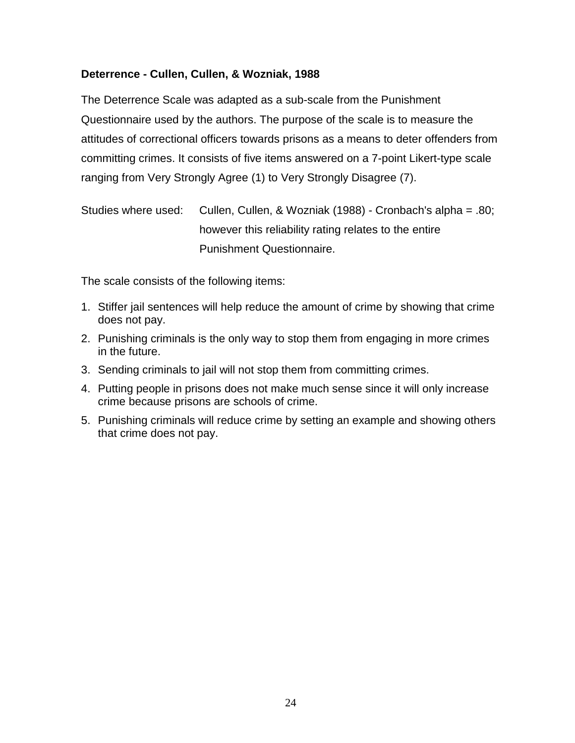**Deterrence - Cullen, Cullen, & Wozniak, 1988**

The Deterrence Scale was adapted as a sub-scale from the Punishment Questionnaire used by the authors. The purpose of the scale is to measure the attitudes of correctional officers towards prisons as a means to deter offenders from committing crimes. It consists of five items answered on a 7-point Likert-type scale ranging from Very Strongly Agree (1) to Very Strongly Disagree (7).

Studies where used: Cullen, Cullen, & Wozniak (1988) - Cronbach's alpha = .80; however this reliability rating relates to the entire Punishment Questionnaire.

The scale consists of the following items:

1. Stiffer jail sentences will help reduce the amount of crime by showing that crime does not pay.
2. Punishing criminals is the only way to stop them from engaging in more crimes in the future.
3. Sending criminals to jail will not stop them from committing crimes.
4. Putting people in prisons does not make much sense since it will only increase crime because prisons are schools of crime.
5. Punishing criminals will reduce crime by setting an example and showing others that crime does not pay.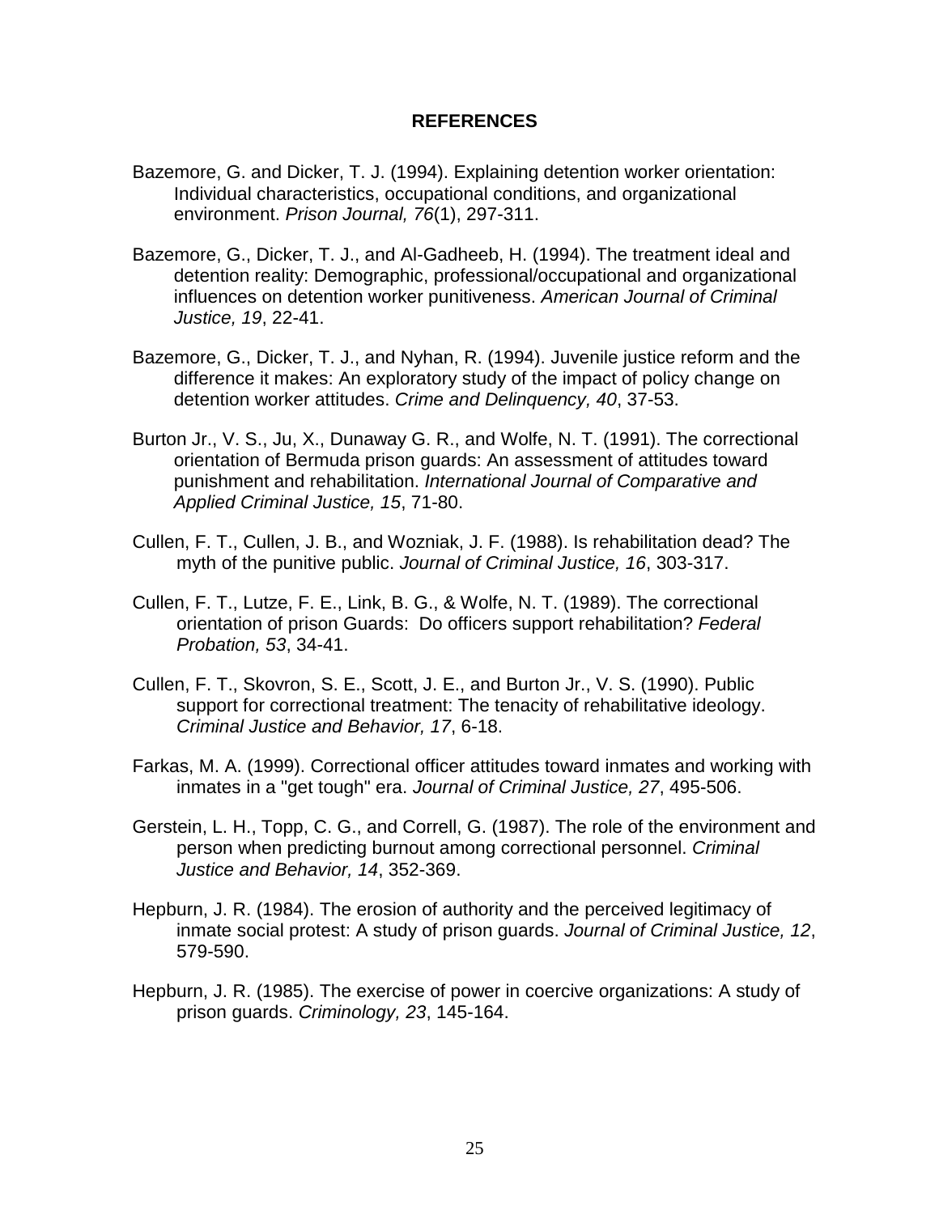**REFERENCES**

Bazemore, G. and Dicker, T. J. (1994). Explaining detention worker orientation: Individual characteristics, occupational conditions, and organizational environment. *Prison Journal, 76*(1), 297-311.

Bazemore, G., Dicker, T. J., and Al-Gadheeb, H. (1994). The treatment ideal and detention reality: Demographic, professional/occupational and organizational influences on detention worker punitiveness. *American Journal of Criminal Justice, 19*, 22-41.

Bazemore, G., Dicker, T. J., and Nyhan, R. (1994). Juvenile justice reform and the difference it makes: An exploratory study of the impact of policy change on detention worker attitudes. *Crime and Delinquency, 40*, 37-53.

Burton Jr., V. S., Ju, X., Dunaway G. R., and Wolfe, N. T. (1991). The correctional orientation of Bermuda prison guards: An assessment of attitudes toward punishment and rehabilitation. *International Journal of Comparative and Applied Criminal Justice, 15*, 71-80.

Cullen, F. T., Cullen, J. B., and Wozniak, J. F. (1988). Is rehabilitation dead? The myth of the punitive public. *Journal of Criminal Justice, 16*, 303-317.

Cullen, F. T., Lutze, F. E., Link, B. G., & Wolfe, N. T. (1989). The correctional orientation of prison Guards: Do officers support rehabilitation? *Federal Probation, 53*, 34-41.

Cullen, F. T., Skovron, S. E., Scott, J. E., and Burton Jr., V. S. (1990). Public support for correctional treatment: The tenacity of rehabilitative ideology. *Criminal Justice and Behavior, 17*, 6-18.

Farkas, M. A. (1999). Correctional officer attitudes toward inmates and working with inmates in a "get tough" era. *Journal of Criminal Justice, 27*, 495-506.

Gerstein, L. H., Topp, C. G., and Correll, G. (1987). The role of the environment and person when predicting burnout among correctional personnel. *Criminal Justice and Behavior, 14*, 352-369.

Hepburn, J. R. (1984). The erosion of authority and the perceived legitimacy of inmate social protest: A study of prison guards. *Journal of Criminal Justice, 12*, 579-590.

Hepburn, J. R. (1985). The exercise of power in coercive organizations: A study of prison guards. *Criminology, 23*, 145-164.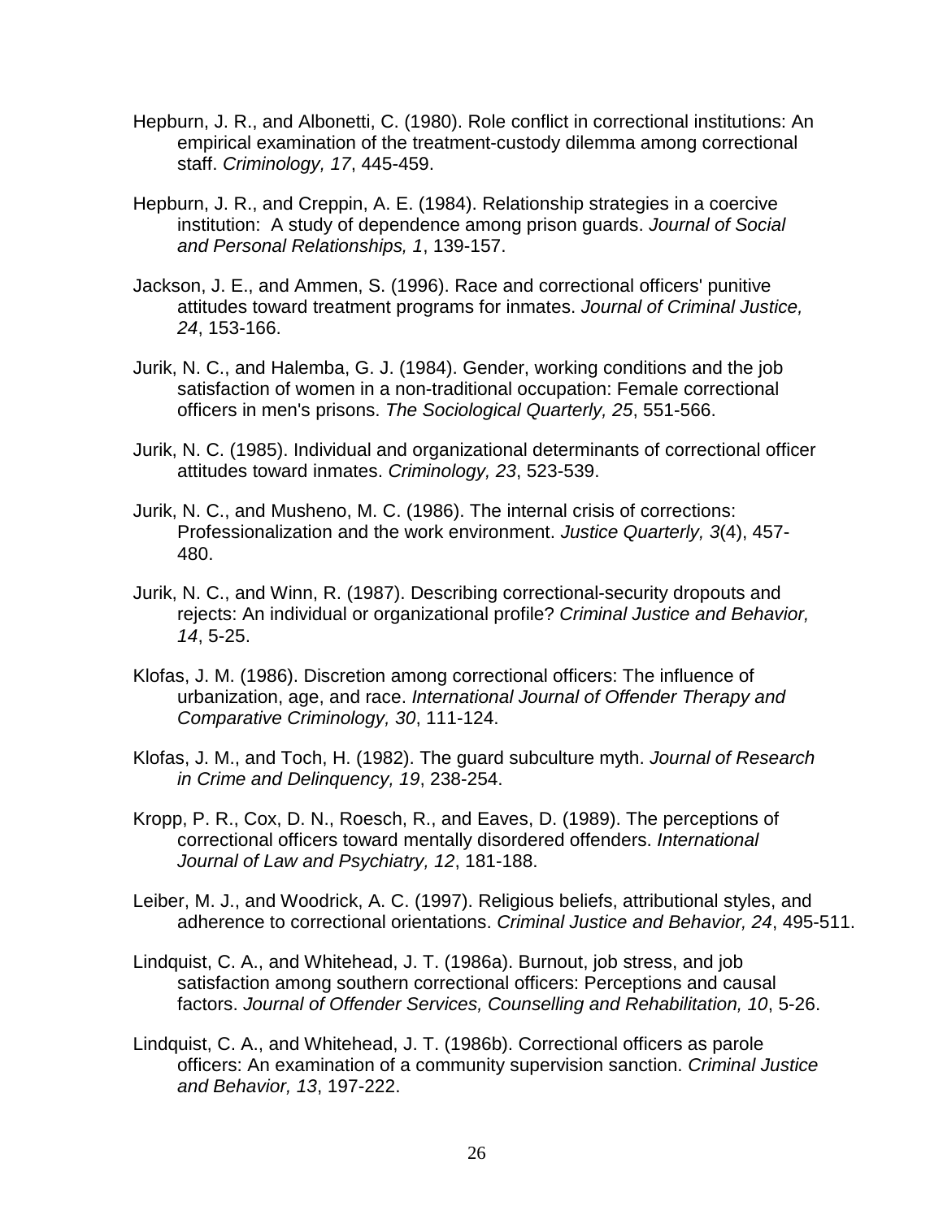Hepburn, J. R., and Albonetti, C. (1980). Role conflict in correctional institutions: An empirical examination of the treatment-custody dilemma among correctional staff. *Criminology, 17*, 445-459.

Hepburn, J. R., and Creppin, A. E. (1984). Relationship strategies in a coercive institution: A study of dependence among prison guards. *Journal of Social and Personal Relationships, 1*, 139-157.

Jackson, J. E., and Ammen, S. (1996). Race and correctional officers' punitive attitudes toward treatment programs for inmates. *Journal of Criminal Justice, 24*, 153-166.

Jurik, N. C., and Halemba, G. J. (1984). Gender, working conditions and the job satisfaction of women in a non-traditional occupation: Female correctional officers in men's prisons. *The Sociological Quarterly, 25*, 551-566.

Jurik, N. C. (1985). Individual and organizational determinants of correctional officer attitudes toward inmates. *Criminology, 23*, 523-539.

Jurik, N. C., and Musheno, M. C. (1986). The internal crisis of corrections: Professionalization and the work environment. *Justice Quarterly, 3*(4), 457-480.

Jurik, N. C., and Winn, R. (1987). Describing correctional-security dropouts and rejects: An individual or organizational profile? *Criminal Justice and Behavior, 14*, 5-25.

Klofas, J. M. (1986). Discretion among correctional officers: The influence of urbanization, age, and race. *International Journal of Offender Therapy and Comparative Criminology, 30*, 111-124.

Klofas, J. M., and Toch, H. (1982). The guard subculture myth. *Journal of Research in Crime and Delinquency, 19*, 238-254.

Kropp, P. R., Cox, D. N., Roesch, R., and Eaves, D. (1989). The perceptions of correctional officers toward mentally disordered offenders. *International Journal of Law and Psychiatry, 12*, 181-188.

Leiber, M. J., and Woodrick, A. C. (1997). Religious beliefs, attributional styles, and adherence to correctional orientations. *Criminal Justice and Behavior, 24*, 495-511.

Lindquist, C. A., and Whitehead, J. T. (1986a). Burnout, job stress, and job satisfaction among southern correctional officers: Perceptions and causal factors. *Journal of Offender Services, Counselling and Rehabilitation, 10*, 5-26.

Lindquist, C. A., and Whitehead, J. T. (1986b). Correctional officers as parole officers: An examination of a community supervision sanction. *Criminal Justice and Behavior, 13*, 197-222.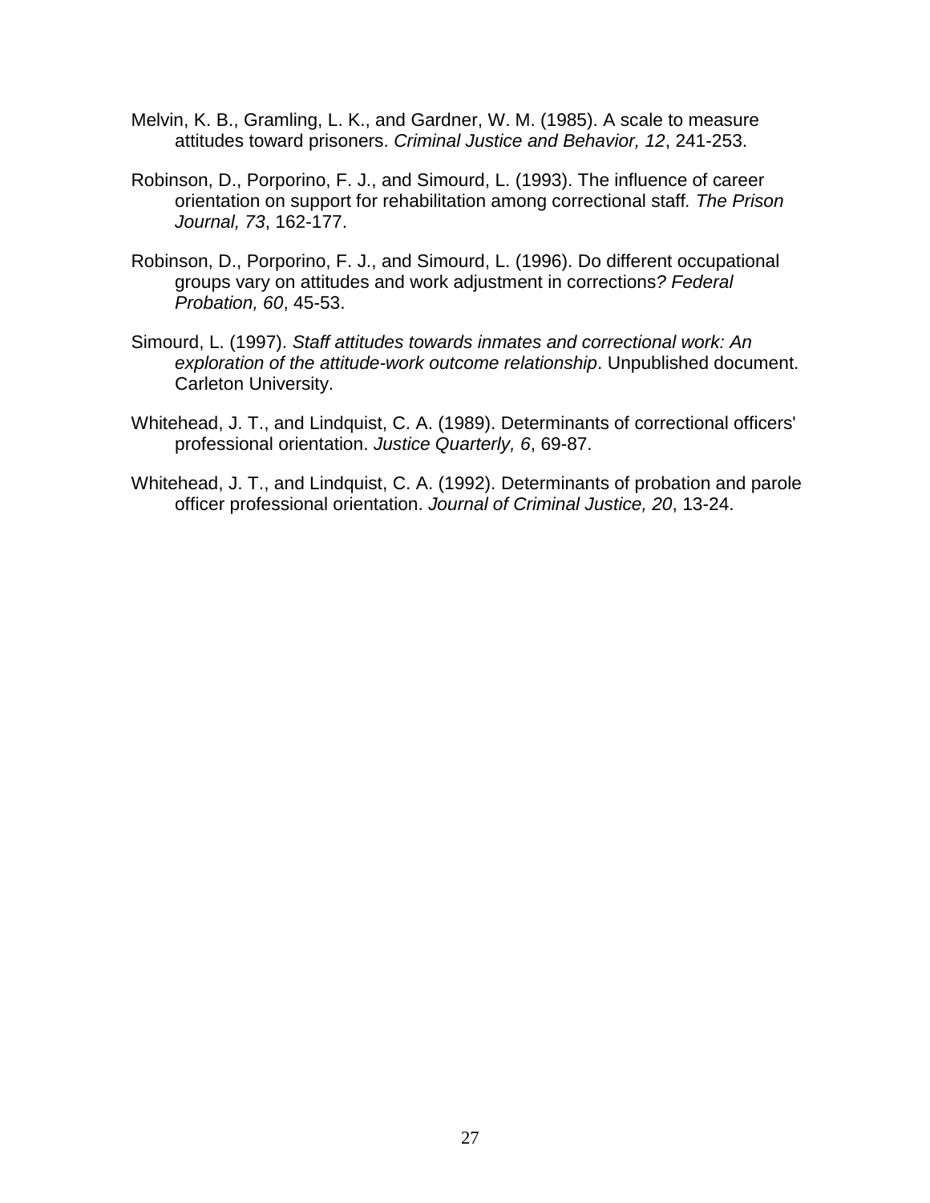Melvin, K. B., Gramling, L. K., and Gardner, W. M. (1985). A scale to measure attitudes toward prisoners. *Criminal Justice and Behavior, 12*, 241-253.

Robinson, D., Porporino, F. J., and Simourd, L. (1993). The influence of career orientation on support for rehabilitation among correctional staff*. The Prison Journal, 73*, 162-177.

Robinson, D., Porporino, F. J., and Simourd, L. (1996). Do different occupational groups vary on attitudes and work adjustment in corrections*? Federal Probation, 60*, 45-53.

Simourd, L. (1997). *Staff attitudes towards inmates and correctional work: An exploration of the attitude-work outcome relationship*. Unpublished document. Carleton University.

Whitehead, J. T., and Lindquist, C. A. (1989). Determinants of correctional officers' professional orientation. *Justice Quarterly, 6*, 69-87.

Whitehead, J. T., and Lindquist, C. A. (1992). Determinants of probation and parole officer professional orientation. *Journal of Criminal Justice, 20*, 13-24.